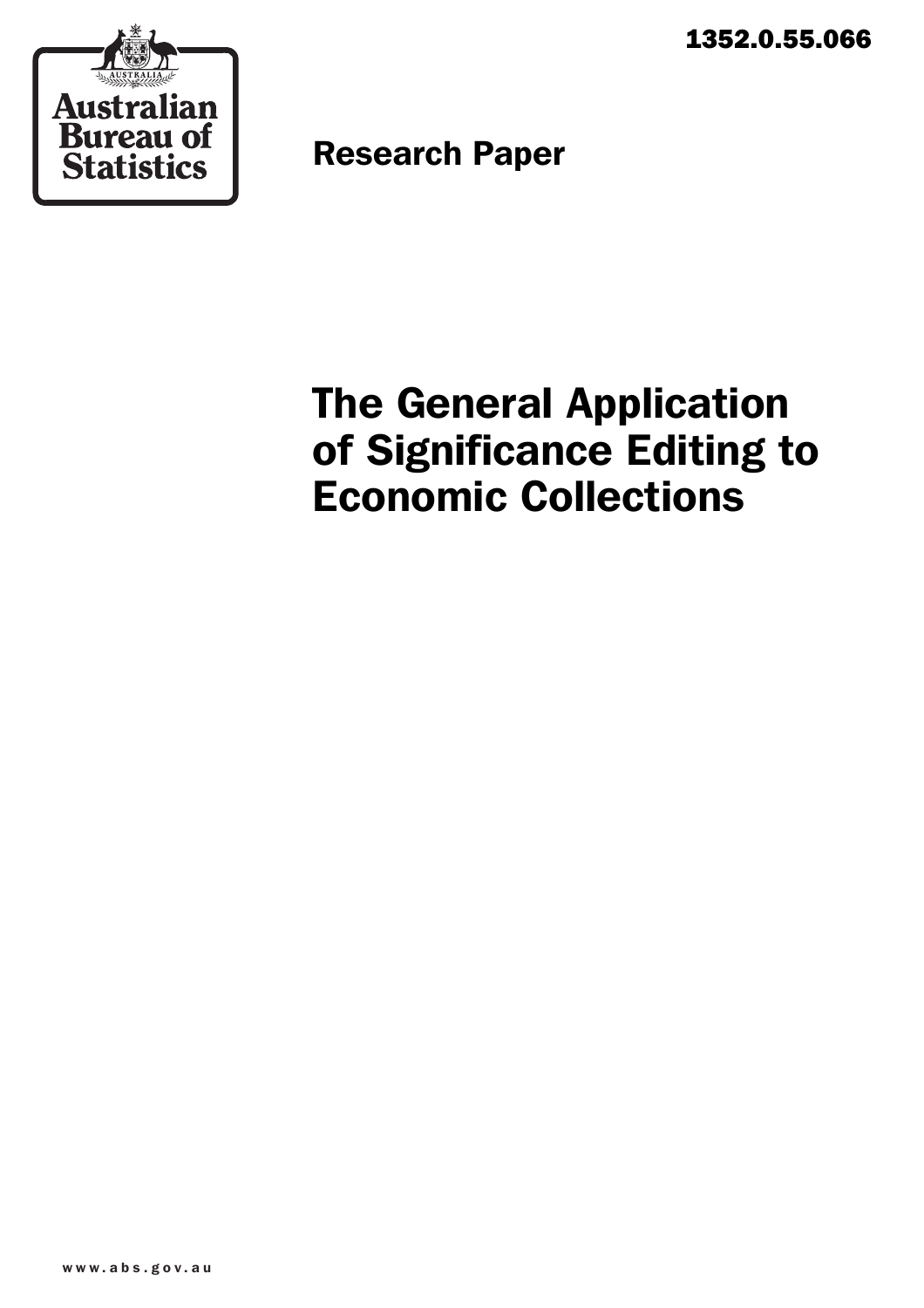1352.0.55.066

Australian Bureau of Statistics

Research Paper

# The General Application of Significance Editing to Economic Collections

www.abs.gov.au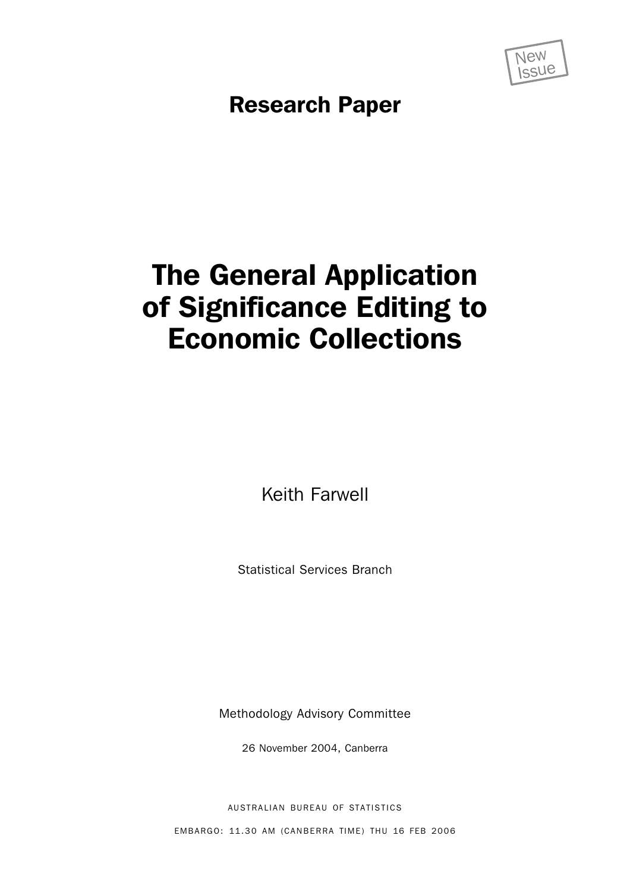New Issue

## Research Paper

# The General Application of Significance Editing to Economic Collections

Keith Farwell

Statistical Services Branch

Methodology Advisory Committee

26 November 2004, Canberra

AUSTRALIAN BUREAU OF STATISTICS

EMBARGO: 11.30 AM (CANBERRA TIME) THU 16 FEB 2006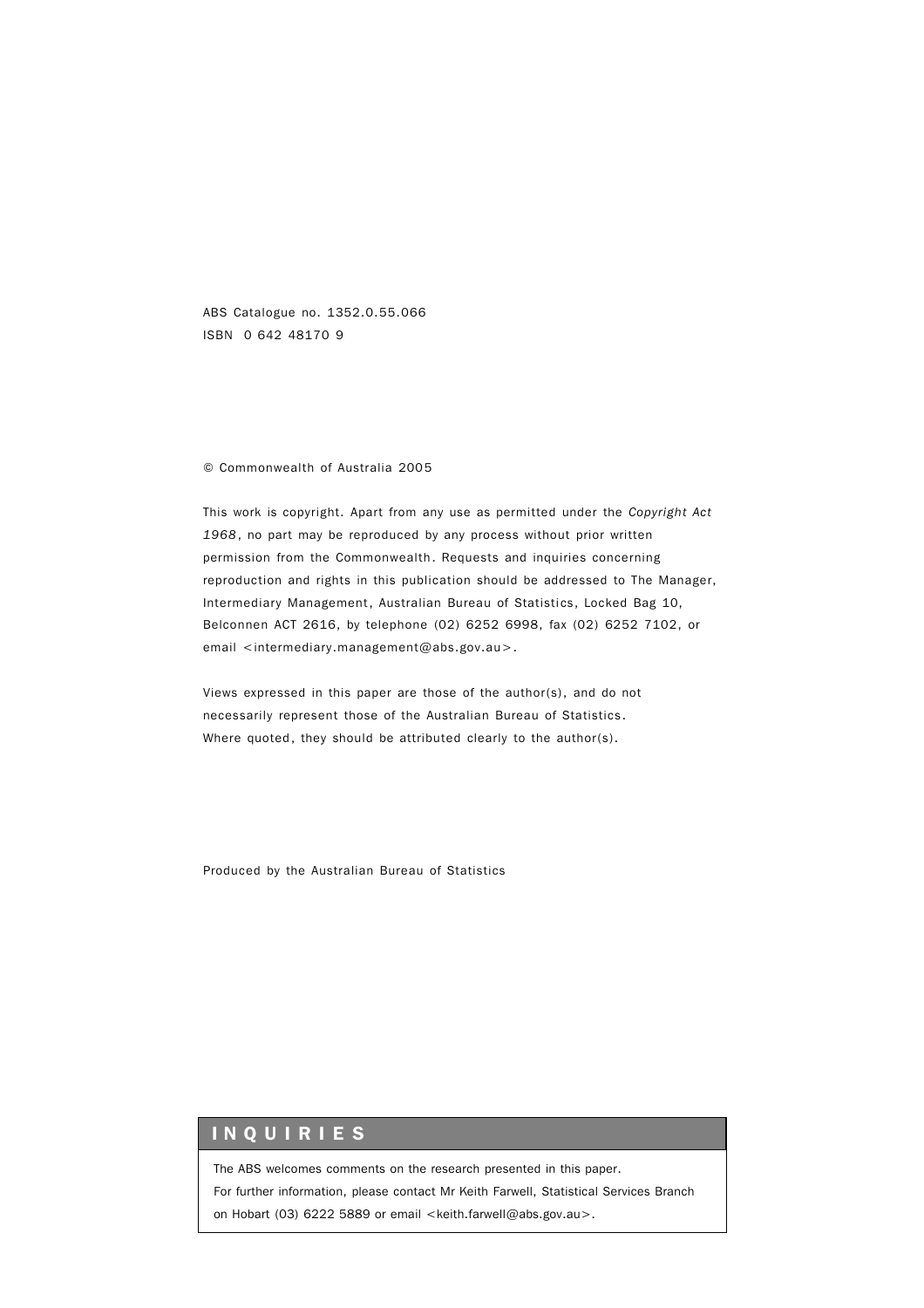ABS Catalogue no. 1352.0.55.066
ISBN 0 642 48170 9

© Commonwealth of Australia 2005

This work is copyright. Apart from any use as permitted under the *Copyright Act 1968*, no part may be reproduced by any process without prior written permission from the Commonwealth. Requests and inquiries concerning reproduction and rights in this publication should be addressed to The Manager, Intermediary Management, Australian Bureau of Statistics, Locked Bag 10, Belconnen ACT 2616, by telephone (02) 6252 6998, fax (02) 6252 7102, or email <intermediary.management@abs.gov.au>.

Views expressed in this paper are those of the author(s), and do not necessarily represent those of the Australian Bureau of Statistics. Where quoted, they should be attributed clearly to the author(s).

Produced by the Australian Bureau of Statistics

## INQUIRIES

The ABS welcomes comments on the research presented in this paper.
For further information, please contact Mr Keith Farwell, Statistical Services Branch on Hobart (03) 6222 5889 or email <keith.farwell@abs.gov.au>.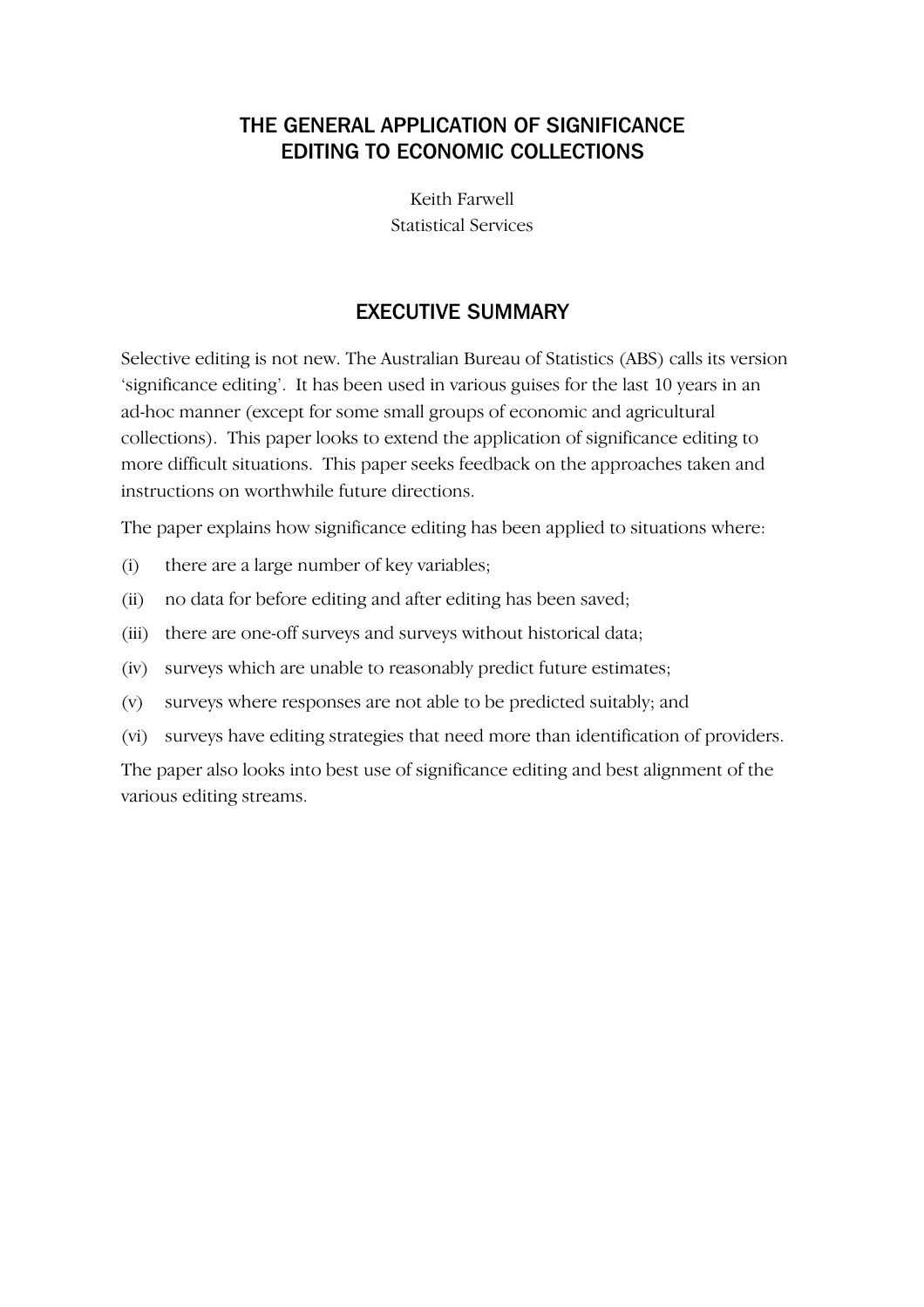# THE GENERAL APPLICATION OF SIGNIFICANCE EDITING TO ECONOMIC COLLECTIONS

Keith Farwell
Statistical Services

## EXECUTIVE SUMMARY

Selective editing is not new. The Australian Bureau of Statistics (ABS) calls its version 'significance editing'. It has been used in various guises for the last 10 years in an ad-hoc manner (except for some small groups of economic and agricultural collections). This paper looks to extend the application of significance editing to more difficult situations. This paper seeks feedback on the approaches taken and instructions on worthwhile future directions.

The paper explains how significance editing has been applied to situations where:

(i) there are a large number of key variables;

(ii) no data for before editing and after editing has been saved;

(iii) there are one-off surveys and surveys without historical data;

(iv) surveys which are unable to reasonably predict future estimates;

(v) surveys where responses are not able to be predicted suitably; and

(vi) surveys have editing strategies that need more than identification of providers.

The paper also looks into best use of significance editing and best alignment of the various editing streams.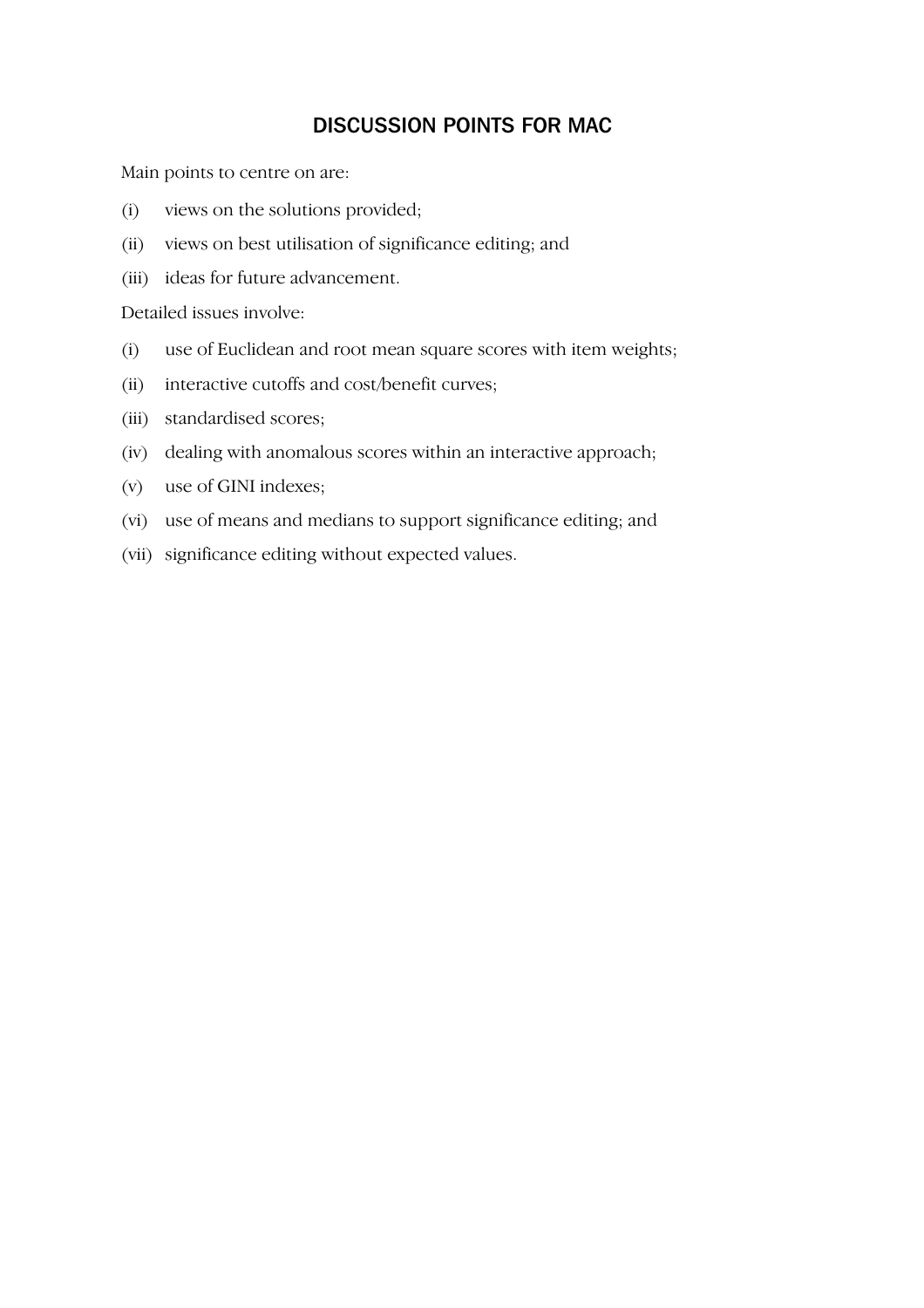## DISCUSSION POINTS FOR MAC

Main points to centre on are:

(i) views on the solutions provided;

(ii) views on best utilisation of significance editing; and

(iii) ideas for future advancement.

Detailed issues involve:

(i) use of Euclidean and root mean square scores with item weights;

(ii) interactive cutoffs and cost/benefit curves;

(iii) standardised scores;

(iv) dealing with anomalous scores within an interactive approach;

(v) use of GINI indexes;

(vi) use of means and medians to support significance editing; and

(vii) significance editing without expected values.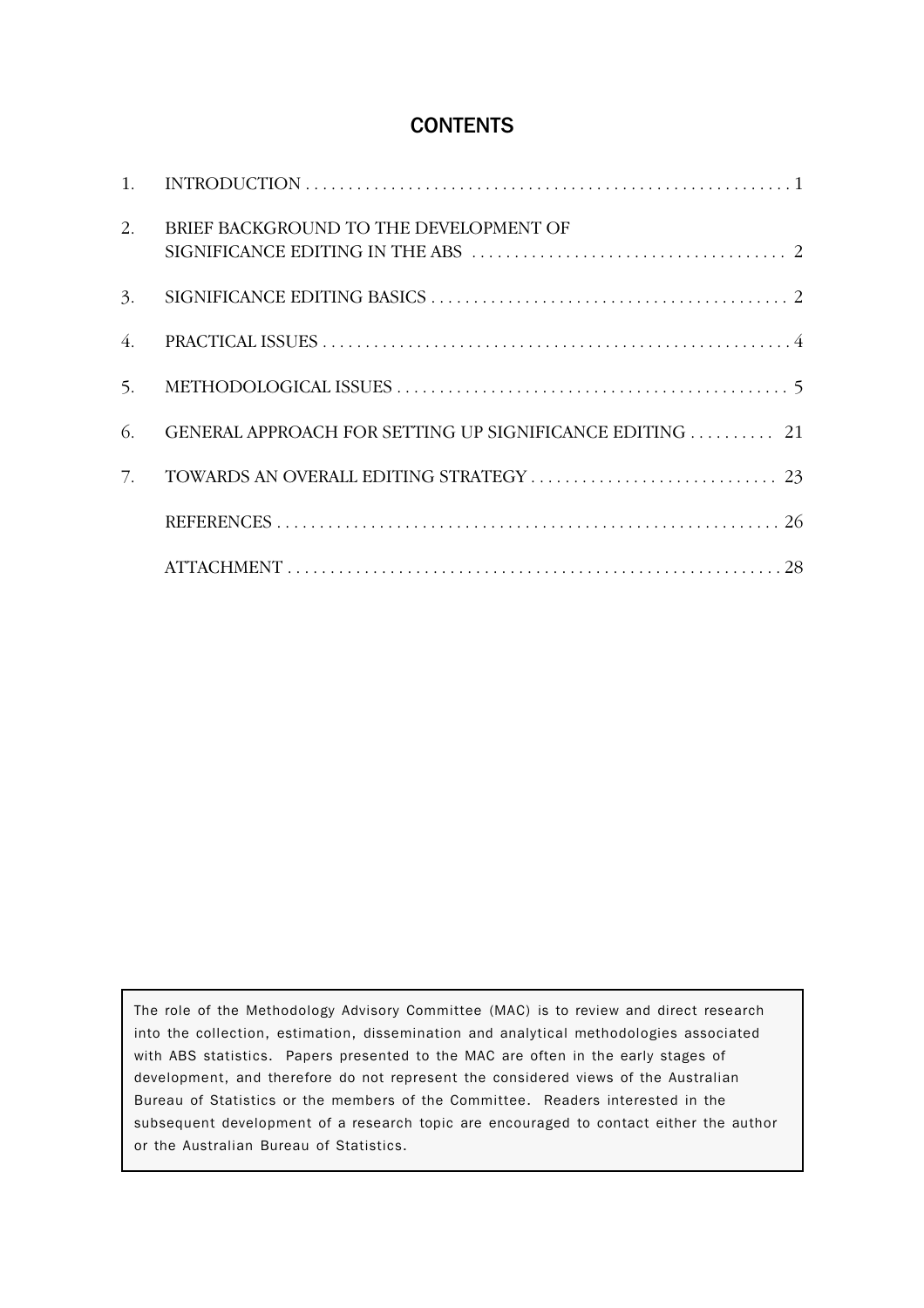# CONTENTS

| | | |
|---|---|---|
| 1. | INTRODUCTION | 1 |
| 2. | BRIEF BACKGROUND TO THE DEVELOPMENT OF SIGNIFICANCE EDITING IN THE ABS | 2 |
| 3. | SIGNIFICANCE EDITING BASICS | 2 |
| 4. | PRACTICAL ISSUES | 4 |
| 5. | METHODOLOGICAL ISSUES | 5 |
| 6. | GENERAL APPROACH FOR SETTING UP SIGNIFICANCE EDITING | 21 |
| 7. | TOWARDS AN OVERALL EDITING STRATEGY | 23 |
| | REFERENCES | 26 |
| | ATTACHMENT | 28 |

The role of the Methodology Advisory Committee (MAC) is to review and direct research into the collection, estimation, dissemination and analytical methodologies associated with ABS statistics. Papers presented to the MAC are often in the early stages of development, and therefore do not represent the considered views of the Australian Bureau of Statistics or the members of the Committee. Readers interested in the subsequent development of a research topic are encouraged to contact either the author or the Australian Bureau of Statistics.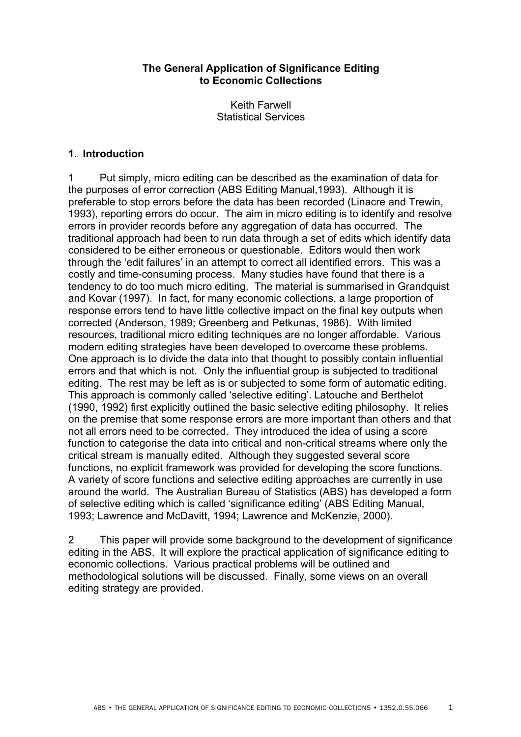**The General Application of Significance Editing to Economic Collections**

Keith Farwell
Statistical Services

## 1. Introduction

1 Put simply, micro editing can be described as the examination of data for the purposes of error correction (ABS Editing Manual,1993). Although it is preferable to stop errors before the data has been recorded (Linacre and Trewin, 1993), reporting errors do occur. The aim in micro editing is to identify and resolve errors in provider records before any aggregation of data has occurred. The traditional approach had been to run data through a set of edits which identify data considered to be either erroneous or questionable. Editors would then work through the 'edit failures' in an attempt to correct all identified errors. This was a costly and time-consuming process. Many studies have found that there is a tendency to do too much micro editing. The material is summarised in Grandquist and Kovar (1997). In fact, for many economic collections, a large proportion of response errors tend to have little collective impact on the final key outputs when corrected (Anderson, 1989; Greenberg and Petkunas, 1986). With limited resources, traditional micro editing techniques are no longer affordable. Various modern editing strategies have been developed to overcome these problems. One approach is to divide the data into that thought to possibly contain influential errors and that which is not. Only the influential group is subjected to traditional editing. The rest may be left as is or subjected to some form of automatic editing. This approach is commonly called 'selective editing'. Latouche and Berthelot (1990, 1992) first explicitly outlined the basic selective editing philosophy. It relies on the premise that some response errors are more important than others and that not all errors need to be corrected. They introduced the idea of using a score function to categorise the data into critical and non-critical streams where only the critical stream is manually edited. Although they suggested several score functions, no explicit framework was provided for developing the score functions. A variety of score functions and selective editing approaches are currently in use around the world. The Australian Bureau of Statistics (ABS) has developed a form of selective editing which is called 'significance editing' (ABS Editing Manual, 1993; Lawrence and McDavitt, 1994; Lawrence and McKenzie, 2000).

2 This paper will provide some background to the development of significance editing in the ABS. It will explore the practical application of significance editing to economic collections. Various practical problems will be outlined and methodological solutions will be discussed. Finally, some views on an overall editing strategy are provided.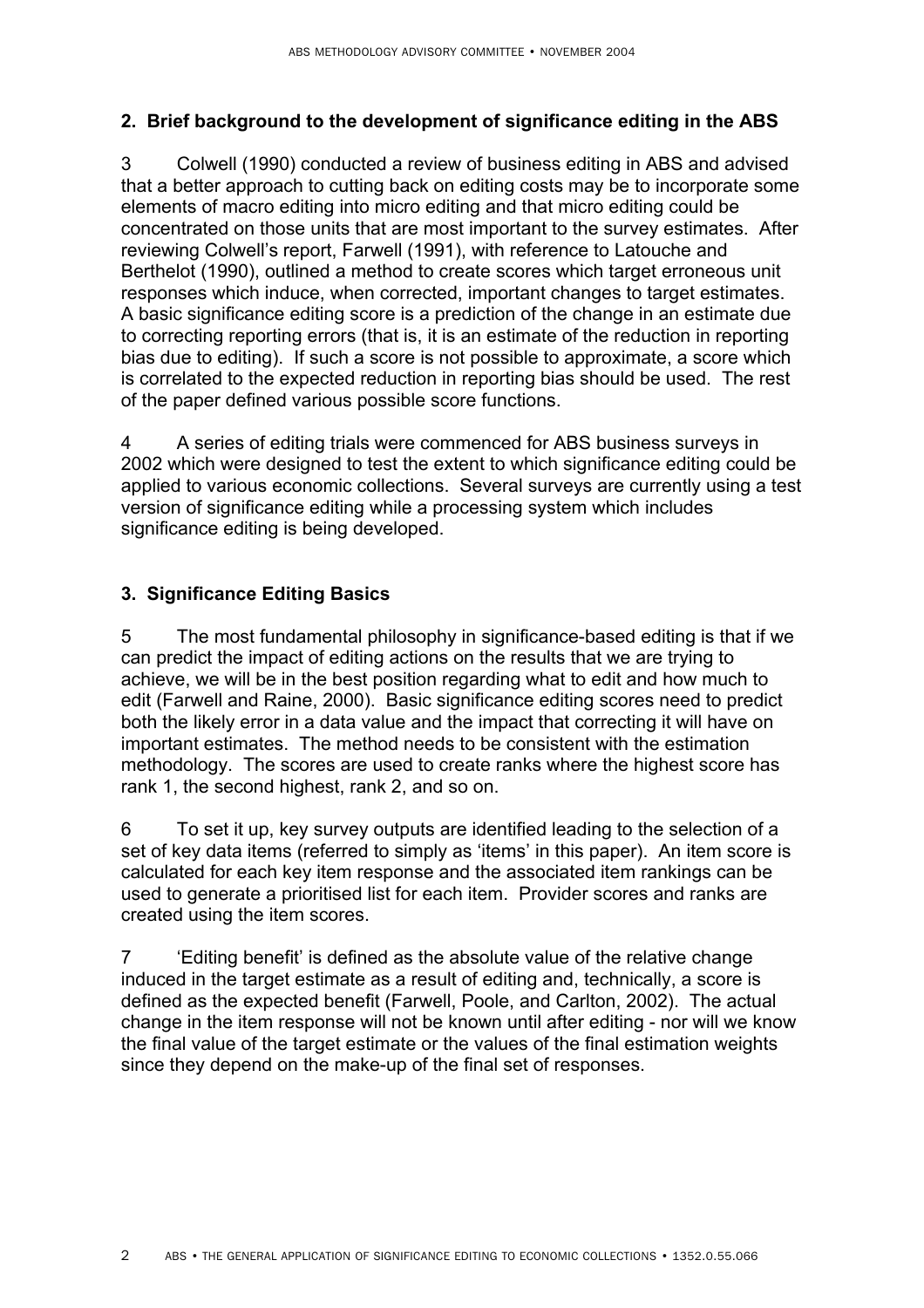## 2. Brief background to the development of significance editing in the ABS

3 Colwell (1990) conducted a review of business editing in ABS and advised that a better approach to cutting back on editing costs may be to incorporate some elements of macro editing into micro editing and that micro editing could be concentrated on those units that are most important to the survey estimates. After reviewing Colwell's report, Farwell (1991), with reference to Latouche and Berthelot (1990), outlined a method to create scores which target erroneous unit responses which induce, when corrected, important changes to target estimates. A basic significance editing score is a prediction of the change in an estimate due to correcting reporting errors (that is, it is an estimate of the reduction in reporting bias due to editing). If such a score is not possible to approximate, a score which is correlated to the expected reduction in reporting bias should be used. The rest of the paper defined various possible score functions.

4 A series of editing trials were commenced for ABS business surveys in 2002 which were designed to test the extent to which significance editing could be applied to various economic collections. Several surveys are currently using a test version of significance editing while a processing system which includes significance editing is being developed.

## 3. Significance Editing Basics

5 The most fundamental philosophy in significance-based editing is that if we can predict the impact of editing actions on the results that we are trying to achieve, we will be in the best position regarding what to edit and how much to edit (Farwell and Raine, 2000). Basic significance editing scores need to predict both the likely error in a data value and the impact that correcting it will have on important estimates. The method needs to be consistent with the estimation methodology. The scores are used to create ranks where the highest score has rank 1, the second highest, rank 2, and so on.

6 To set it up, key survey outputs are identified leading to the selection of a set of key data items (referred to simply as 'items' in this paper). An item score is calculated for each key item response and the associated item rankings can be used to generate a prioritised list for each item. Provider scores and ranks are created using the item scores.

7 'Editing benefit' is defined as the absolute value of the relative change induced in the target estimate as a result of editing and, technically, a score is defined as the expected benefit (Farwell, Poole, and Carlton, 2002). The actual change in the item response will not be known until after editing - nor will we know the final value of the target estimate or the values of the final estimation weights since they depend on the make-up of the final set of responses.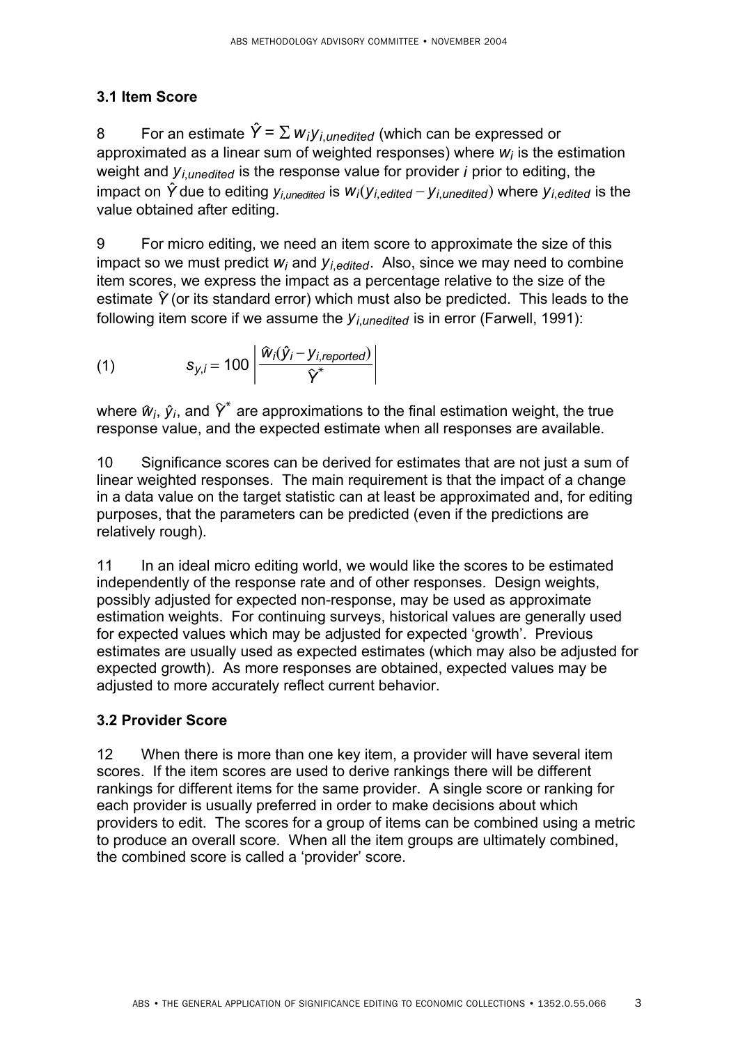### 3.1 Item Score

8 For an estimate $\hat{Y} = \sum w_i y_{i,unedited}$ (which can be expressed or approximated as a linear sum of weighted responses) where $w_i$ is the estimation weight and $y_{i,unedited}$ is the response value for provider $i$ prior to editing, the impact on $\hat{Y}$ due to editing $y_{i,unedited}$ is $w_i(y_{i,edited} - y_{i,unedited})$ where $y_{i,edited}$ is the value obtained after editing.

9 For micro editing, we need an item score to approximate the size of this impact so we must predict $w_i$ and $y_{i,edited}$. Also, since we may need to combine item scores, we express the impact as a percentage relative to the size of the estimate $\hat{Y}$ (or its standard error) which must also be predicted. This leads to the following item score if we assume the $y_{i,unedited}$ is in error (Farwell, 1991):

$$(1) \qquad s_{y,i} = 100 \left| \frac{\hat{w}_i(\hat{y}_i - y_{i,reported})}{\hat{Y}^*} \right|$$

where $\hat{w}_i$, $\hat{y}_i$, and $\hat{Y}^*$ are approximations to the final estimation weight, the true response value, and the expected estimate when all responses are available.

10 Significance scores can be derived for estimates that are not just a sum of linear weighted responses. The main requirement is that the impact of a change in a data value on the target statistic can at least be approximated and, for editing purposes, that the parameters can be predicted (even if the predictions are relatively rough).

11 In an ideal micro editing world, we would like the scores to be estimated independently of the response rate and of other responses. Design weights, possibly adjusted for expected non-response, may be used as approximate estimation weights. For continuing surveys, historical values are generally used for expected values which may be adjusted for expected 'growth'. Previous estimates are usually used as expected estimates (which may also be adjusted for expected growth). As more responses are obtained, expected values may be adjusted to more accurately reflect current behavior.

### 3.2 Provider Score

12 When there is more than one key item, a provider will have several item scores. If the item scores are used to derive rankings there will be different rankings for different items for the same provider. A single score or ranking for each provider is usually preferred in order to make decisions about which providers to edit. The scores for a group of items can be combined using a metric to produce an overall score. When all the item groups are ultimately combined, the combined score is called a 'provider' score.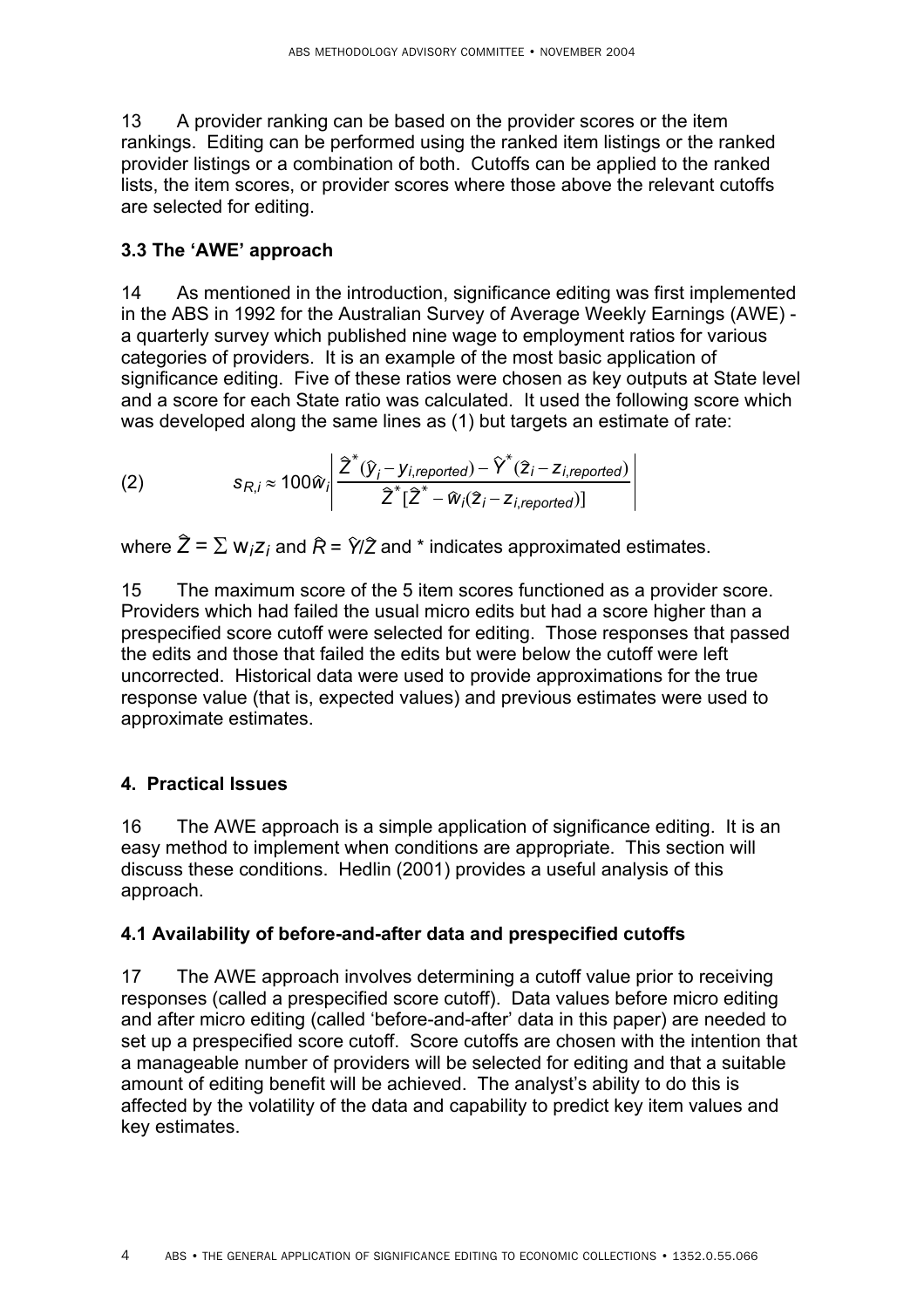13 A provider ranking can be based on the provider scores or the item rankings. Editing can be performed using the ranked item listings or the ranked provider listings or a combination of both. Cutoffs can be applied to the ranked lists, the item scores, or provider scores where those above the relevant cutoffs are selected for editing.

### 3.3 The 'AWE' approach

14 As mentioned in the introduction, significance editing was first implemented in the ABS in 1992 for the Australian Survey of Average Weekly Earnings (AWE) - a quarterly survey which published nine wage to employment ratios for various categories of providers. It is an example of the most basic application of significance editing. Five of these ratios were chosen as key outputs at State level and a score for each State ratio was calculated. It used the following score which was developed along the same lines as (1) but targets an estimate of rate:

$$(2) \qquad s_{R,i} \approx 100\hat{w}_i \left| \frac{\hat{Z}^*(\hat{y}_i - y_{i,reported}) - \hat{Y}^*(\hat{z}_i - z_{i,reported})}{\hat{Z}^*[\hat{Z}^* - \hat{w}_i(\hat{z}_i - z_{i,reported})]} \right|$$

where $\hat{Z} = \sum w_i z_i$ and $\hat{R} = \hat{Y}/\hat{Z}$ and * indicates approximated estimates.

15 The maximum score of the 5 item scores functioned as a provider score. Providers which had failed the usual micro edits but had a score higher than a prespecified score cutoff were selected for editing. Those responses that passed the edits and those that failed the edits but were below the cutoff were left uncorrected. Historical data were used to provide approximations for the true response value (that is, expected values) and previous estimates were used to approximate estimates.

## 4. Practical Issues

16 The AWE approach is a simple application of significance editing. It is an easy method to implement when conditions are appropriate. This section will discuss these conditions. Hedlin (2001) provides a useful analysis of this approach.

### 4.1 Availability of before-and-after data and prespecified cutoffs

17 The AWE approach involves determining a cutoff value prior to receiving responses (called a prespecified score cutoff). Data values before micro editing and after micro editing (called 'before-and-after' data in this paper) are needed to set up a prespecified score cutoff. Score cutoffs are chosen with the intention that a manageable number of providers will be selected for editing and that a suitable amount of editing benefit will be achieved. The analyst's ability to do this is affected by the volatility of the data and capability to predict key item values and key estimates.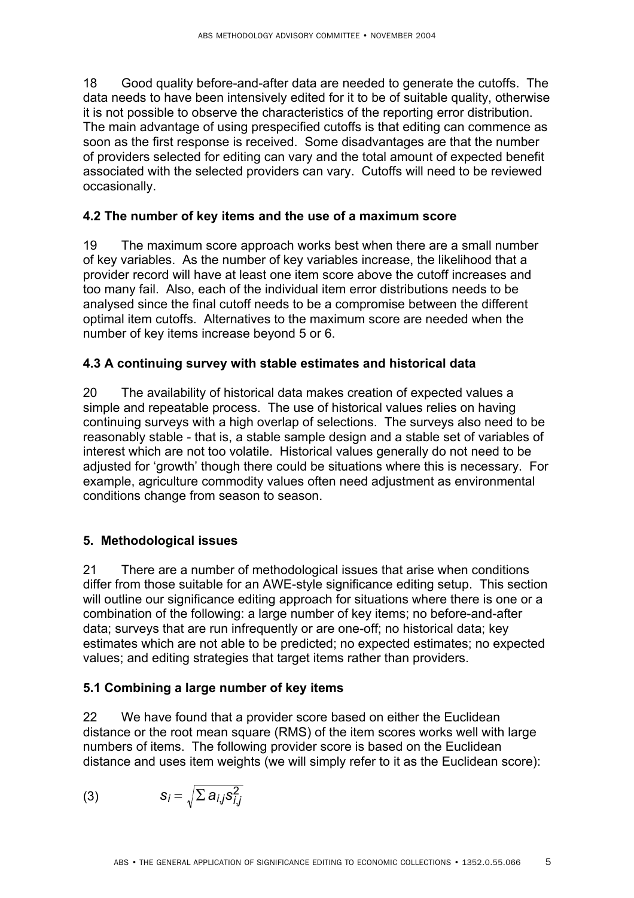18 Good quality before-and-after data are needed to generate the cutoffs. The data needs to have been intensively edited for it to be of suitable quality, otherwise it is not possible to observe the characteristics of the reporting error distribution. The main advantage of using prespecified cutoffs is that editing can commence as soon as the first response is received. Some disadvantages are that the number of providers selected for editing can vary and the total amount of expected benefit associated with the selected providers can vary. Cutoffs will need to be reviewed occasionally.

### 4.2 The number of key items and the use of a maximum score

19 The maximum score approach works best when there are a small number of key variables. As the number of key variables increase, the likelihood that a provider record will have at least one item score above the cutoff increases and too many fail. Also, each of the individual item error distributions needs to be analysed since the final cutoff needs to be a compromise between the different optimal item cutoffs. Alternatives to the maximum score are needed when the number of key items increase beyond 5 or 6.

### 4.3 A continuing survey with stable estimates and historical data

20 The availability of historical data makes creation of expected values a simple and repeatable process. The use of historical values relies on having continuing surveys with a high overlap of selections. The surveys also need to be reasonably stable - that is, a stable sample design and a stable set of variables of interest which are not too volatile. Historical values generally do not need to be adjusted for 'growth' though there could be situations where this is necessary. For example, agriculture commodity values often need adjustment as environmental conditions change from season to season.

## 5. Methodological issues

21 There are a number of methodological issues that arise when conditions differ from those suitable for an AWE-style significance editing setup. This section will outline our significance editing approach for situations where there is one or a combination of the following: a large number of key items; no before-and-after data; surveys that are run infrequently or are one-off; no historical data; key estimates which are not able to be predicted; no expected estimates; no expected values; and editing strategies that target items rather than providers.

### 5.1 Combining a large number of key items

22 We have found that a provider score based on either the Euclidean distance or the root mean square (RMS) of the item scores works well with large numbers of items. The following provider score is based on the Euclidean distance and uses item weights (we will simply refer to it as the Euclidean score):

$$(3) \qquad s_i = \sqrt{\sum a_{i,j} s_{i,j}^2}$$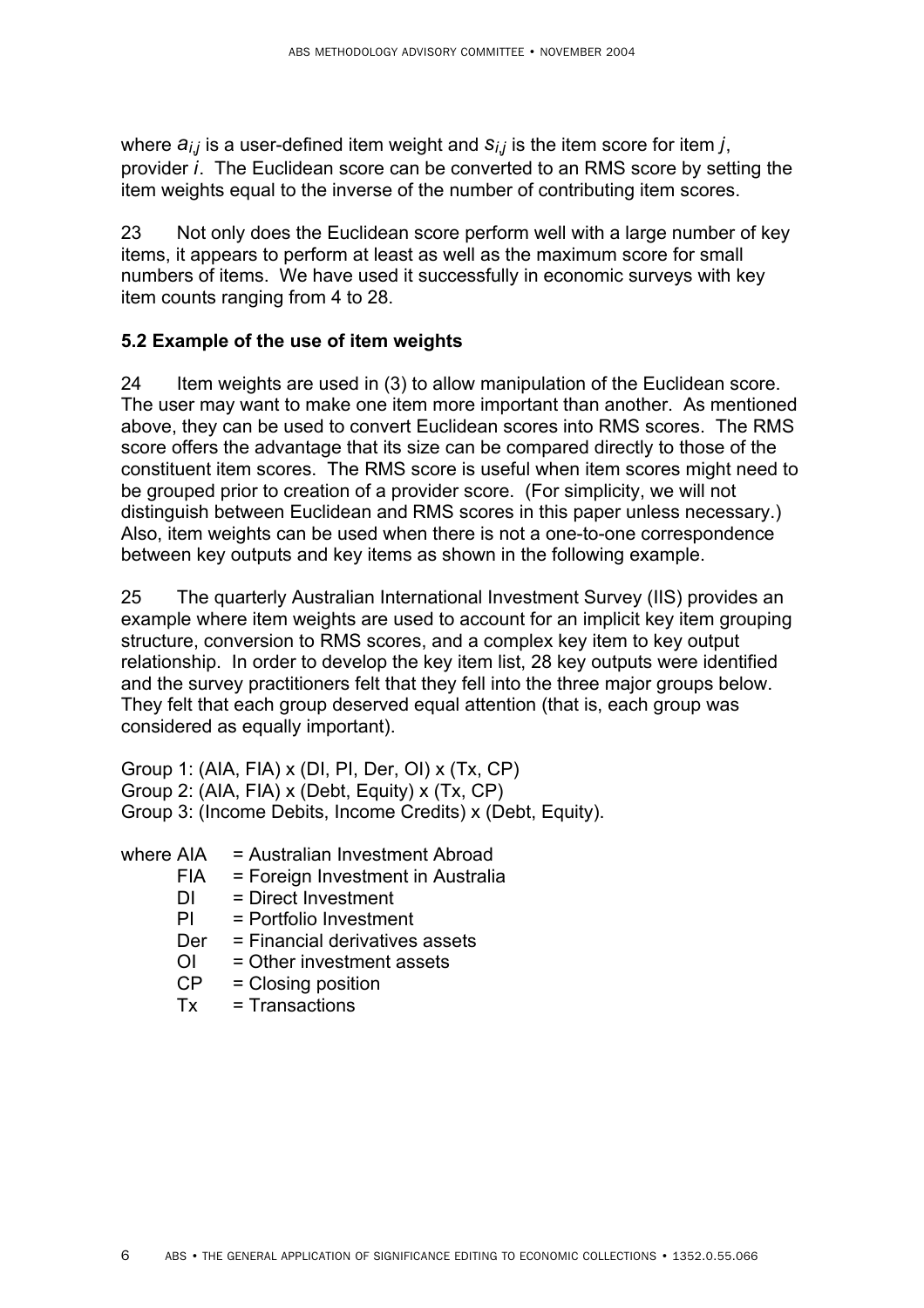where $a_{i,j}$ is a user-defined item weight and $s_{i,j}$ is the item score for item $j$, provider $i$. The Euclidean score can be converted to an RMS score by setting the item weights equal to the inverse of the number of contributing item scores.

23 Not only does the Euclidean score perform well with a large number of key items, it appears to perform at least as well as the maximum score for small numbers of items. We have used it successfully in economic surveys with key item counts ranging from 4 to 28.

### 5.2 Example of the use of item weights

24 Item weights are used in (3) to allow manipulation of the Euclidean score. The user may want to make one item more important than another. As mentioned above, they can be used to convert Euclidean scores into RMS scores. The RMS score offers the advantage that its size can be compared directly to those of the constituent item scores. The RMS score is useful when item scores might need to be grouped prior to creation of a provider score. (For simplicity, we will not distinguish between Euclidean and RMS scores in this paper unless necessary.) Also, item weights can be used when there is not a one-to-one correspondence between key outputs and key items as shown in the following example.

25 The quarterly Australian International Investment Survey (IIS) provides an example where item weights are used to account for an implicit key item grouping structure, conversion to RMS scores, and a complex key item to key output relationship. In order to develop the key item list, 28 key outputs were identified and the survey practitioners felt that they fell into the three major groups below. They felt that each group deserved equal attention (that is, each group was considered as equally important).

Group 1: (AIA, FIA) x (DI, PI, Der, OI) x (Tx, CP)
Group 2: (AIA, FIA) x (Debt, Equity) x (Tx, CP)
Group 3: (Income Debits, Income Credits) x (Debt, Equity).

where AIA = Australian Investment Abroad
FIA = Foreign Investment in Australia
DI = Direct Investment
PI = Portfolio Investment
Der = Financial derivatives assets
OI = Other investment assets
CP = Closing position
Tx = Transactions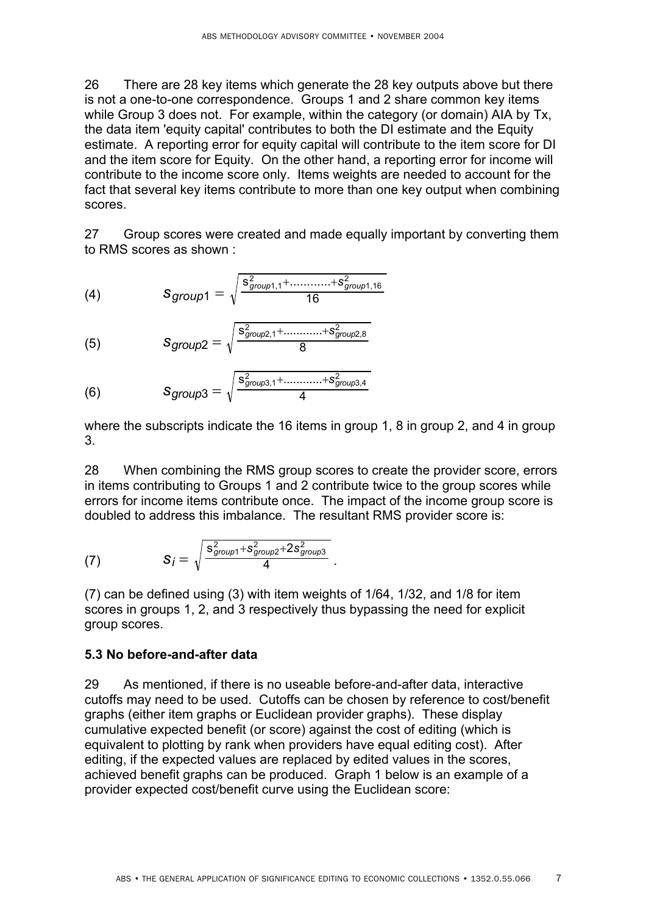26 There are 28 key items which generate the 28 key outputs above but there is not a one-to-one correspondence. Groups 1 and 2 share common key items while Group 3 does not. For example, within the category (or domain) AIA by Tx, the data item 'equity capital' contributes to both the DI estimate and the Equity estimate. A reporting error for equity capital will contribute to the item score for DI and the item score for Equity. On the other hand, a reporting error for income will contribute to the income score only. Items weights are needed to account for the fact that several key items contribute to more than one key output when combining scores.

27 Group scores were created and made equally important by converting them to RMS scores as shown :

$$s_{group1} = \sqrt{\frac{s^2_{group1,1} + \ldots\ldots\ldots\ldots + s^2_{group1,16}}{16}} \tag{4}$$

$$s_{group2} = \sqrt{\frac{s^2_{group2,1} + \ldots\ldots\ldots\ldots + s^2_{group2,8}}{8}} \tag{5}$$

$$s_{group3} = \sqrt{\frac{s^2_{group3,1} + \ldots\ldots\ldots\ldots + s^2_{group3,4}}{4}} \tag{6}$$

where the subscripts indicate the 16 items in group 1, 8 in group 2, and 4 in group 3.

28 When combining the RMS group scores to create the provider score, errors in items contributing to Groups 1 and 2 contribute twice to the group scores while errors for income items contribute once. The impact of the income group score is doubled to address this imbalance. The resultant RMS provider score is:

$$s_i = \sqrt{\frac{s^2_{group1} + s^2_{group2} + 2s^2_{group3}}{4}} \, . \tag{7}$$

(7) can be defined using (3) with item weights of 1/64, 1/32, and 1/8 for item scores in groups 1, 2, and 3 respectively thus bypassing the need for explicit group scores.

### 5.3 No before-and-after data

29 As mentioned, if there is no useable before-and-after data, interactive cutoffs may need to be used. Cutoffs can be chosen by reference to cost/benefit graphs (either item graphs or Euclidean provider graphs). These display cumulative expected benefit (or score) against the cost of editing (which is equivalent to plotting by rank when providers have equal editing cost). After editing, if the expected values are replaced by edited values in the scores, achieved benefit graphs can be produced. Graph 1 below is an example of a provider expected cost/benefit curve using the Euclidean score: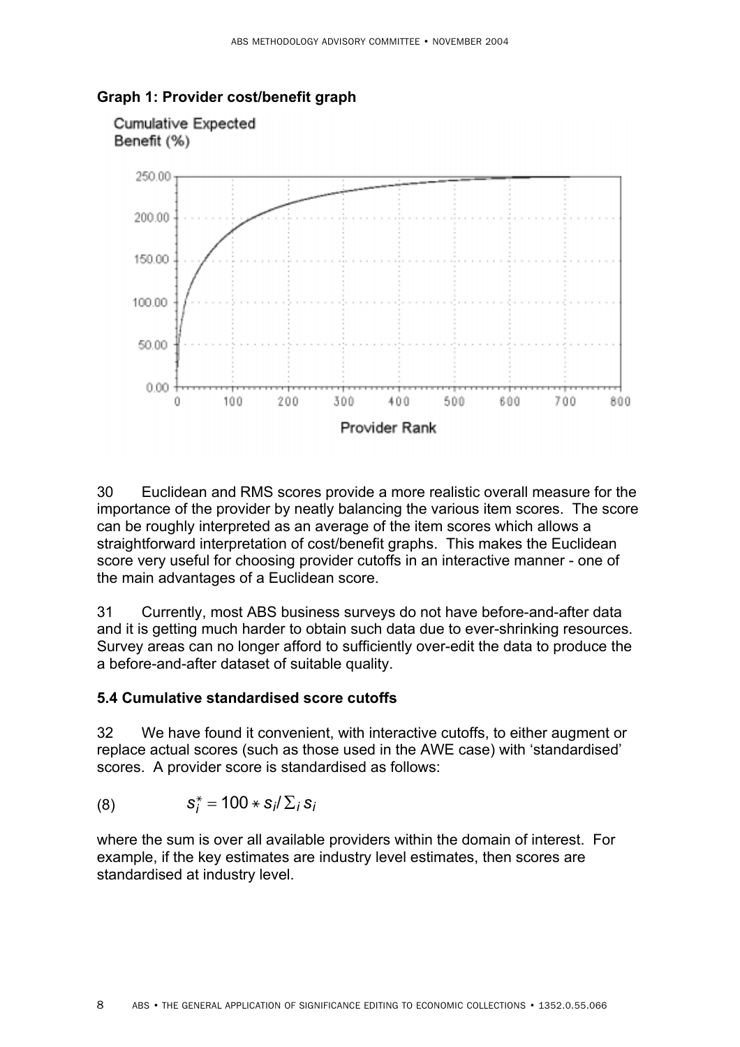**Graph 1: Provider cost/benefit graph**

30 Euclidean and RMS scores provide a more realistic overall measure for the importance of the provider by neatly balancing the various item scores. The score can be roughly interpreted as an average of the item scores which allows a straightforward interpretation of cost/benefit graphs. This makes the Euclidean score very useful for choosing provider cutoffs in an interactive manner - one of the main advantages of a Euclidean score.

31 Currently, most ABS business surveys do not have before-and-after data and it is getting much harder to obtain such data due to ever-shrinking resources. Survey areas can no longer afford to sufficiently over-edit the data to produce the a before-and-after dataset of suitable quality.

### 5.4 Cumulative standardised score cutoffs

32 We have found it convenient, with interactive cutoffs, to either augment or replace actual scores (such as those used in the AWE case) with 'standardised' scores. A provider score is standardised as follows:

$$s_i^* = 100 * s_i / \sum_i s_i \qquad (8)$$

where the sum is over all available providers within the domain of interest. For example, if the key estimates are industry level estimates, then scores are standardised at industry level.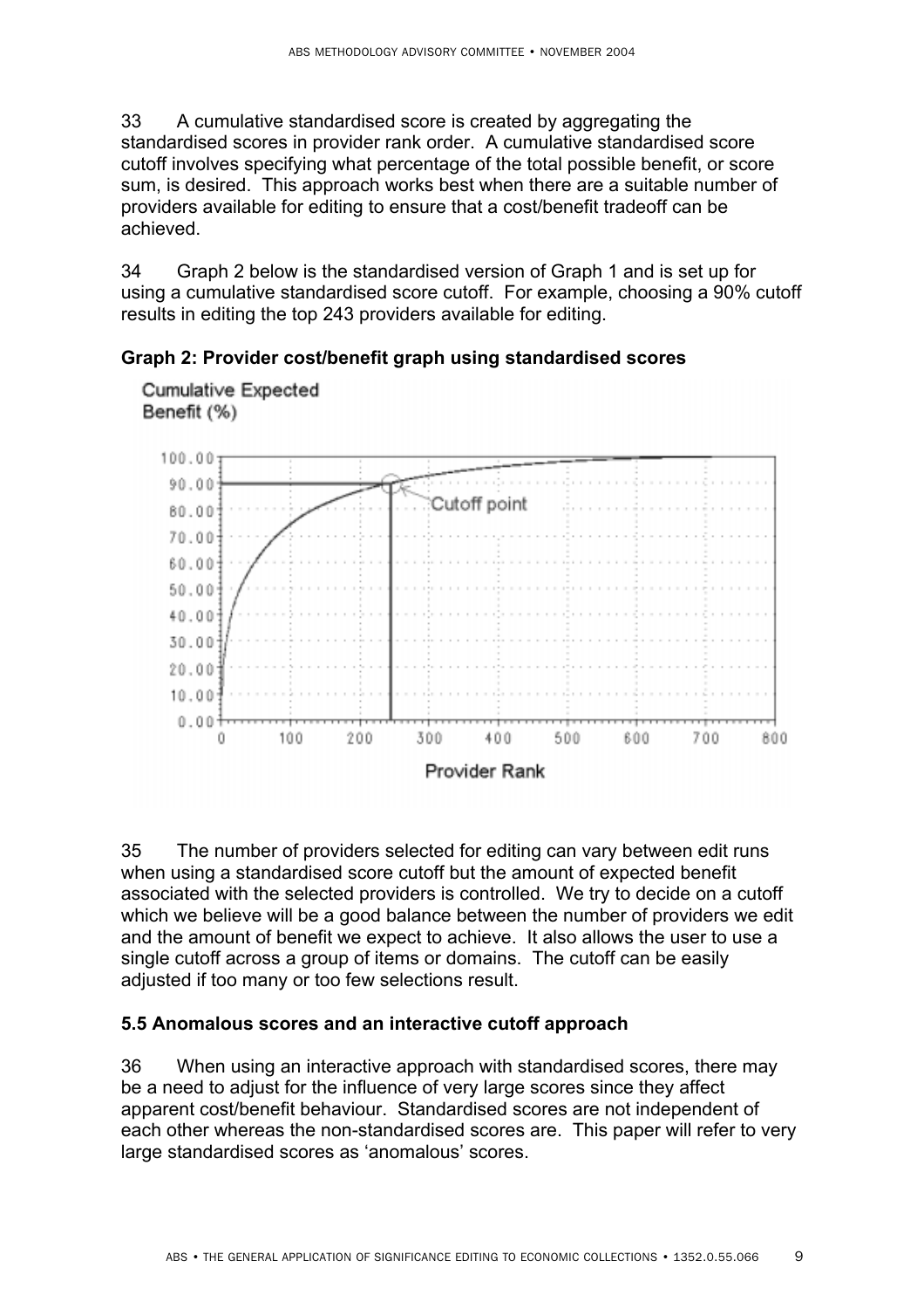33 A cumulative standardised score is created by aggregating the standardised scores in provider rank order. A cumulative standardised score cutoff involves specifying what percentage of the total possible benefit, or score sum, is desired. This approach works best when there are a suitable number of providers available for editing to ensure that a cost/benefit tradeoff can be achieved.

34 Graph 2 below is the standardised version of Graph 1 and is set up for using a cumulative standardised score cutoff. For example, choosing a 90% cutoff results in editing the top 243 providers available for editing.

**Graph 2: Provider cost/benefit graph using standardised scores**

35 The number of providers selected for editing can vary between edit runs when using a standardised score cutoff but the amount of expected benefit associated with the selected providers is controlled. We try to decide on a cutoff which we believe will be a good balance between the number of providers we edit and the amount of benefit we expect to achieve. It also allows the user to use a single cutoff across a group of items or domains. The cutoff can be easily adjusted if too many or too few selections result.

### 5.5 Anomalous scores and an interactive cutoff approach

36 When using an interactive approach with standardised scores, there may be a need to adjust for the influence of very large scores since they affect apparent cost/benefit behaviour. Standardised scores are not independent of each other whereas the non-standardised scores are. This paper will refer to very large standardised scores as 'anomalous' scores.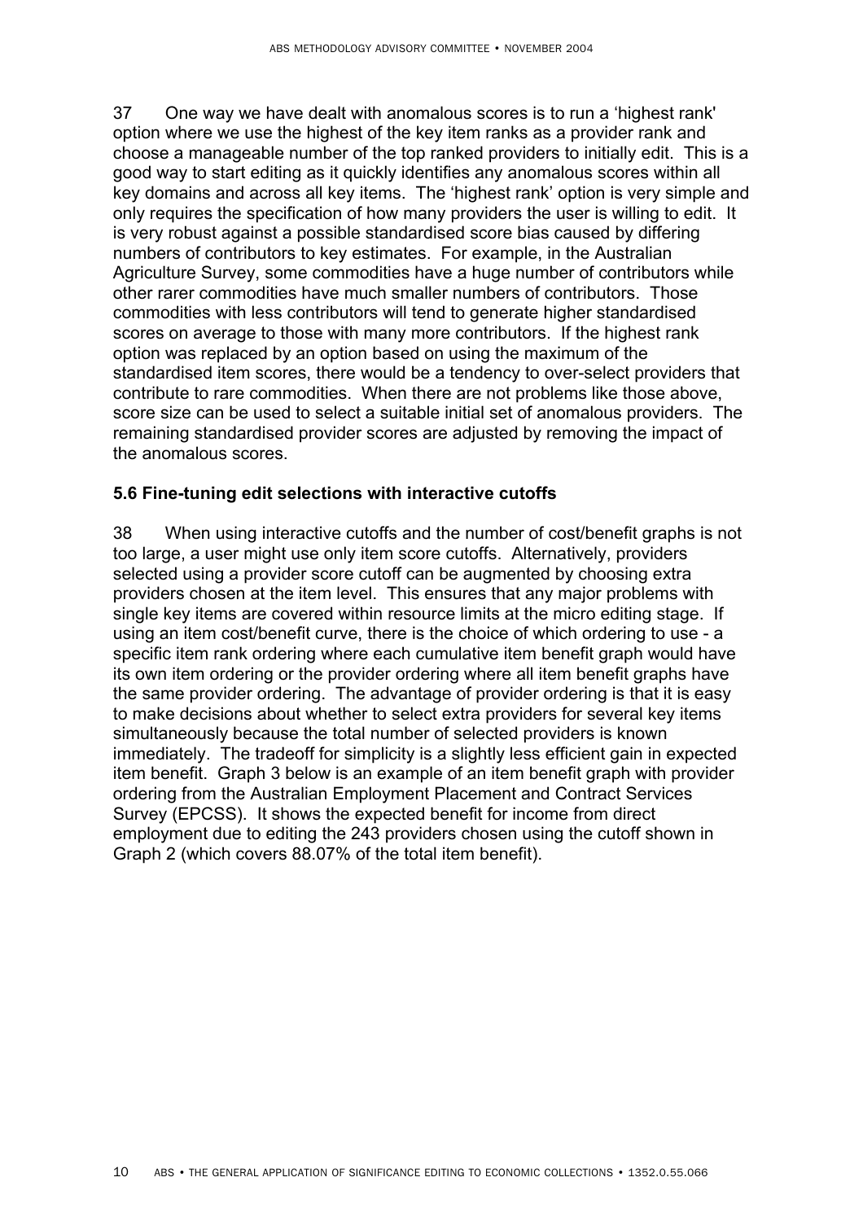37 One way we have dealt with anomalous scores is to run a 'highest rank' option where we use the highest of the key item ranks as a provider rank and choose a manageable number of the top ranked providers to initially edit. This is a good way to start editing as it quickly identifies any anomalous scores within all key domains and across all key items. The 'highest rank' option is very simple and only requires the specification of how many providers the user is willing to edit. It is very robust against a possible standardised score bias caused by differing numbers of contributors to key estimates. For example, in the Australian Agriculture Survey, some commodities have a huge number of contributors while other rarer commodities have much smaller numbers of contributors. Those commodities with less contributors will tend to generate higher standardised scores on average to those with many more contributors. If the highest rank option was replaced by an option based on using the maximum of the standardised item scores, there would be a tendency to over-select providers that contribute to rare commodities. When there are not problems like those above, score size can be used to select a suitable initial set of anomalous providers. The remaining standardised provider scores are adjusted by removing the impact of the anomalous scores.

### 5.6 Fine-tuning edit selections with interactive cutoffs

38 When using interactive cutoffs and the number of cost/benefit graphs is not too large, a user might use only item score cutoffs. Alternatively, providers selected using a provider score cutoff can be augmented by choosing extra providers chosen at the item level. This ensures that any major problems with single key items are covered within resource limits at the micro editing stage. If using an item cost/benefit curve, there is the choice of which ordering to use - a specific item rank ordering where each cumulative item benefit graph would have its own item ordering or the provider ordering where all item benefit graphs have the same provider ordering. The advantage of provider ordering is that it is easy to make decisions about whether to select extra providers for several key items simultaneously because the total number of selected providers is known immediately. The tradeoff for simplicity is a slightly less efficient gain in expected item benefit. Graph 3 below is an example of an item benefit graph with provider ordering from the Australian Employment Placement and Contract Services Survey (EPCSS). It shows the expected benefit for income from direct employment due to editing the 243 providers chosen using the cutoff shown in Graph 2 (which covers 88.07% of the total item benefit).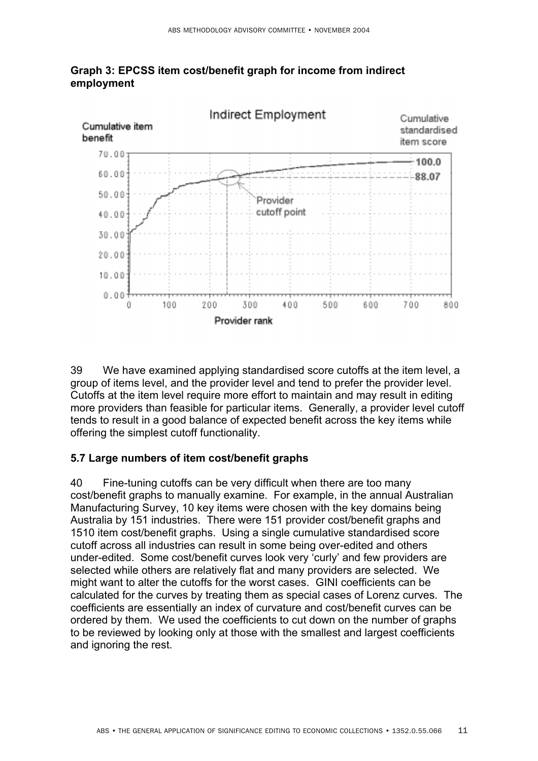**Graph 3: EPCSS item cost/benefit graph for income from indirect employment**

39 We have examined applying standardised score cutoffs at the item level, a group of items level, and the provider level and tend to prefer the provider level. Cutoffs at the item level require more effort to maintain and may result in editing more providers than feasible for particular items. Generally, a provider level cutoff tends to result in a good balance of expected benefit across the key items while offering the simplest cutoff functionality.

### 5.7 Large numbers of item cost/benefit graphs

40 Fine-tuning cutoffs can be very difficult when there are too many cost/benefit graphs to manually examine. For example, in the annual Australian Manufacturing Survey, 10 key items were chosen with the key domains being Australia by 151 industries. There were 151 provider cost/benefit graphs and 1510 item cost/benefit graphs. Using a single cumulative standardised score cutoff across all industries can result in some being over-edited and others under-edited. Some cost/benefit curves look very 'curly' and few providers are selected while others are relatively flat and many providers are selected. We might want to alter the cutoffs for the worst cases. GINI coefficients can be calculated for the curves by treating them as special cases of Lorenz curves. The coefficients are essentially an index of curvature and cost/benefit curves can be ordered by them. We used the coefficients to cut down on the number of graphs to be reviewed by looking only at those with the smallest and largest coefficients and ignoring the rest.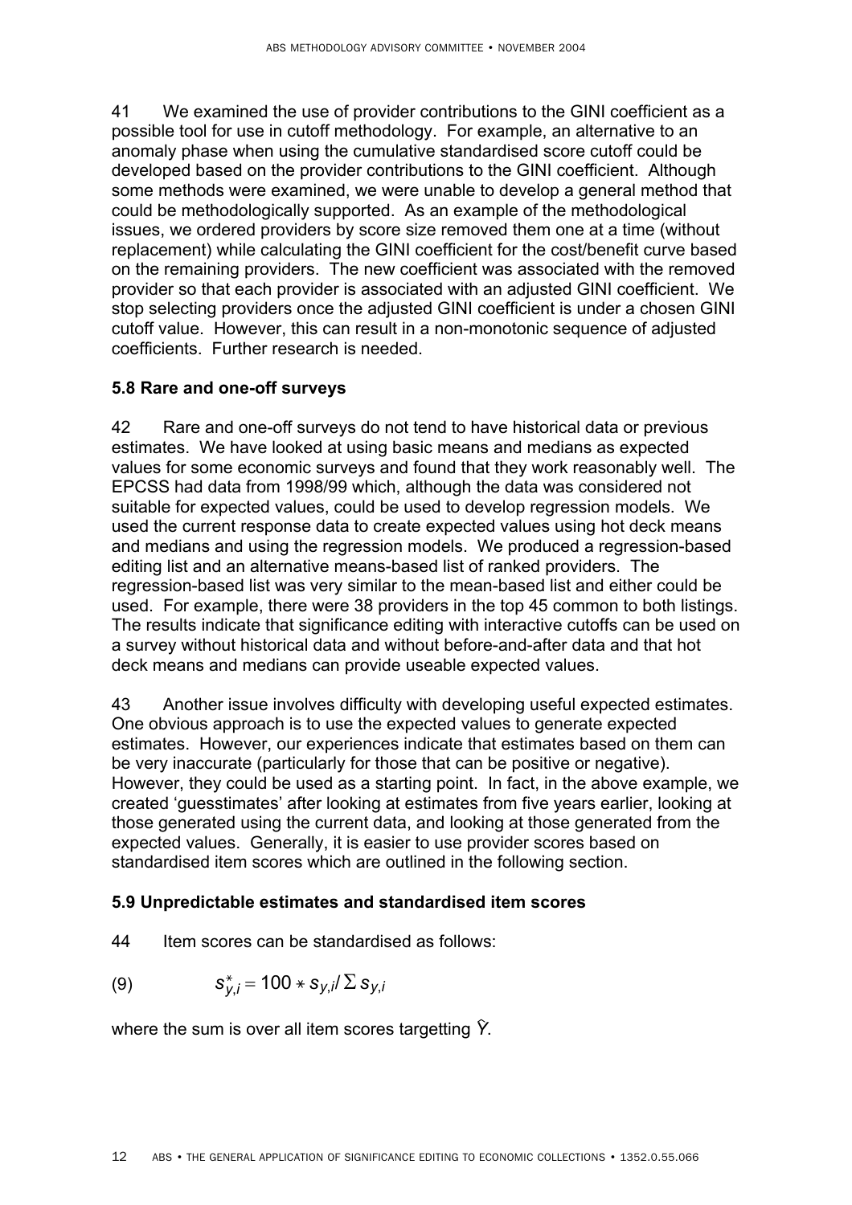41 We examined the use of provider contributions to the GINI coefficient as a possible tool for use in cutoff methodology. For example, an alternative to an anomaly phase when using the cumulative standardised score cutoff could be developed based on the provider contributions to the GINI coefficient. Although some methods were examined, we were unable to develop a general method that could be methodologically supported. As an example of the methodological issues, we ordered providers by score size removed them one at a time (without replacement) while calculating the GINI coefficient for the cost/benefit curve based on the remaining providers. The new coefficient was associated with the removed provider so that each provider is associated with an adjusted GINI coefficient. We stop selecting providers once the adjusted GINI coefficient is under a chosen GINI cutoff value. However, this can result in a non-monotonic sequence of adjusted coefficients. Further research is needed.

### 5.8 Rare and one-off surveys

42 Rare and one-off surveys do not tend to have historical data or previous estimates. We have looked at using basic means and medians as expected values for some economic surveys and found that they work reasonably well. The EPCSS had data from 1998/99 which, although the data was considered not suitable for expected values, could be used to develop regression models. We used the current response data to create expected values using hot deck means and medians and using the regression models. We produced a regression-based editing list and an alternative means-based list of ranked providers. The regression-based list was very similar to the mean-based list and either could be used. For example, there were 38 providers in the top 45 common to both listings. The results indicate that significance editing with interactive cutoffs can be used on a survey without historical data and without before-and-after data and that hot deck means and medians can provide useable expected values.

43 Another issue involves difficulty with developing useful expected estimates. One obvious approach is to use the expected values to generate expected estimates. However, our experiences indicate that estimates based on them can be very inaccurate (particularly for those that can be positive or negative). However, they could be used as a starting point. In fact, in the above example, we created 'guesstimates' after looking at estimates from five years earlier, looking at those generated using the current data, and looking at those generated from the expected values. Generally, it is easier to use provider scores based on standardised item scores which are outlined in the following section.

### 5.9 Unpredictable estimates and standardised item scores

44 Item scores can be standardised as follows:

$$s^*_{y,i} = 100 * s_{y,i} / \Sigma s_{y,i} \tag{9}$$

where the sum is over all item scores targetting $\hat{Y}$.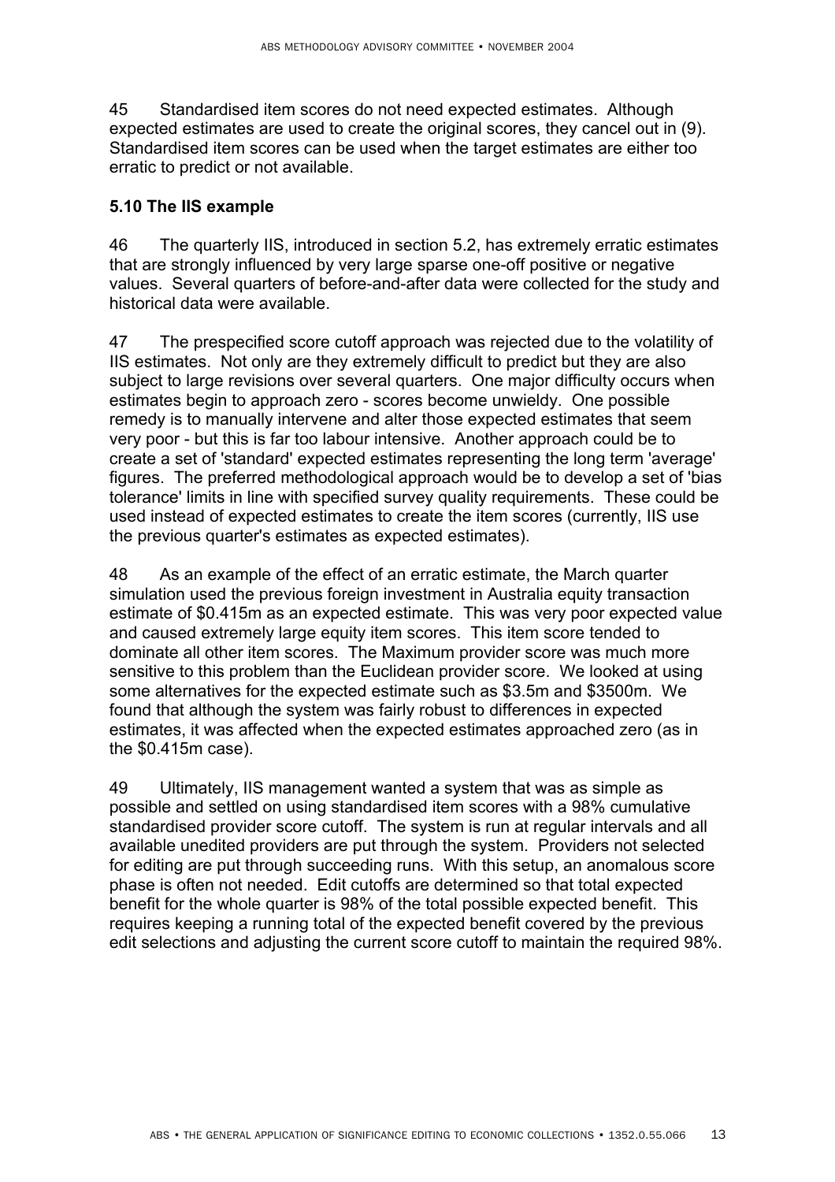45 Standardised item scores do not need expected estimates. Although expected estimates are used to create the original scores, they cancel out in (9). Standardised item scores can be used when the target estimates are either too erratic to predict or not available.

### 5.10 The IIS example

46 The quarterly IIS, introduced in section 5.2, has extremely erratic estimates that are strongly influenced by very large sparse one-off positive or negative values. Several quarters of before-and-after data were collected for the study and historical data were available.

47 The prespecified score cutoff approach was rejected due to the volatility of IIS estimates. Not only are they extremely difficult to predict but they are also subject to large revisions over several quarters. One major difficulty occurs when estimates begin to approach zero - scores become unwieldy. One possible remedy is to manually intervene and alter those expected estimates that seem very poor - but this is far too labour intensive. Another approach could be to create a set of 'standard' expected estimates representing the long term 'average' figures. The preferred methodological approach would be to develop a set of 'bias tolerance' limits in line with specified survey quality requirements. These could be used instead of expected estimates to create the item scores (currently, IIS use the previous quarter's estimates as expected estimates).

48 As an example of the effect of an erratic estimate, the March quarter simulation used the previous foreign investment in Australia equity transaction estimate of $0.415m as an expected estimate. This was very poor expected value and caused extremely large equity item scores. This item score tended to dominate all other item scores. The Maximum provider score was much more sensitive to this problem than the Euclidean provider score. We looked at using some alternatives for the expected estimate such as $3.5m and $3500m. We found that although the system was fairly robust to differences in expected estimates, it was affected when the expected estimates approached zero (as in the $0.415m case).

49 Ultimately, IIS management wanted a system that was as simple as possible and settled on using standardised item scores with a 98% cumulative standardised provider score cutoff. The system is run at regular intervals and all available unedited providers are put through the system. Providers not selected for editing are put through succeeding runs. With this setup, an anomalous score phase is often not needed. Edit cutoffs are determined so that total expected benefit for the whole quarter is 98% of the total possible expected benefit. This requires keeping a running total of the expected benefit covered by the previous edit selections and adjusting the current score cutoff to maintain the required 98%.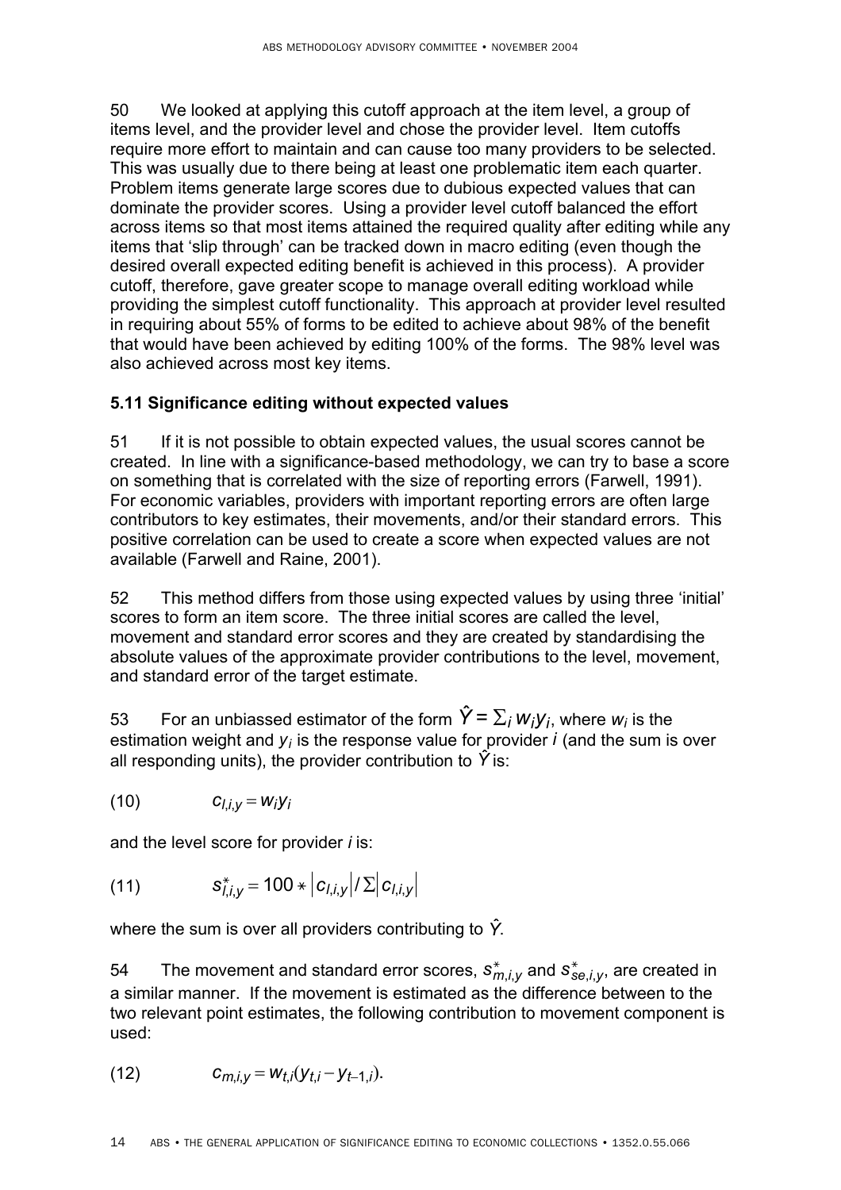50 We looked at applying this cutoff approach at the item level, a group of items level, and the provider level and chose the provider level. Item cutoffs require more effort to maintain and can cause too many providers to be selected. This was usually due to there being at least one problematic item each quarter. Problem items generate large scores due to dubious expected values that can dominate the provider scores. Using a provider level cutoff balanced the effort across items so that most items attained the required quality after editing while any items that 'slip through' can be tracked down in macro editing (even though the desired overall expected editing benefit is achieved in this process). A provider cutoff, therefore, gave greater scope to manage overall editing workload while providing the simplest cutoff functionality. This approach at provider level resulted in requiring about 55% of forms to be edited to achieve about 98% of the benefit that would have been achieved by editing 100% of the forms. The 98% level was also achieved across most key items.

### 5.11 Significance editing without expected values

51 If it is not possible to obtain expected values, the usual scores cannot be created. In line with a significance-based methodology, we can try to base a score on something that is correlated with the size of reporting errors (Farwell, 1991). For economic variables, providers with important reporting errors are often large contributors to key estimates, their movements, and/or their standard errors. This positive correlation can be used to create a score when expected values are not available (Farwell and Raine, 2001).

52 This method differs from those using expected values by using three 'initial' scores to form an item score. The three initial scores are called the level, movement and standard error scores and they are created by standardising the absolute values of the approximate provider contributions to the level, movement, and standard error of the target estimate.

53 For an unbiassed estimator of the form $\hat{Y} = \sum_i w_i y_i$, where $w_i$ is the estimation weight and $y_i$ is the response value for provider $i$ (and the sum is over all responding units), the provider contribution to $\hat{Y}$ is:

$$c_{l,i,y} = w_i y_i \tag{10}$$

and the level score for provider $i$ is:

$$s^{*}_{l,i,y} = 100 * \left|c_{l,i,y}\right| / \Sigma \left|c_{l,i,y}\right| \tag{11}$$

where the sum is over all providers contributing to $\hat{Y}$.

54 The movement and standard error scores, $s^{*}_{m,i,y}$ and $s^{*}_{se,i,y}$, are created in a similar manner. If the movement is estimated as the difference between to the two relevant point estimates, the following contribution to movement component is used:

$$c_{m,i,y} = w_{t,i}(y_{t,i} - y_{t-1,i}). \tag{12}$$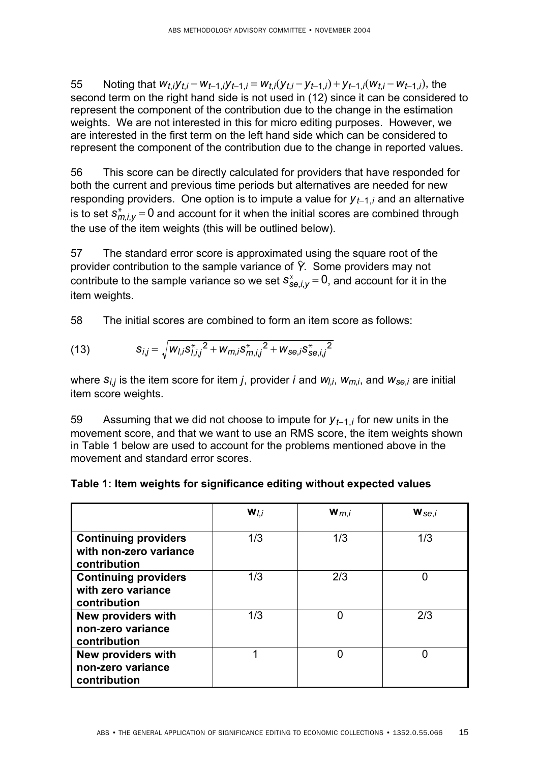55 Noting that $w_{t,i}y_{t,i} - w_{t-1,i}y_{t-1,i} = w_{t,i}(y_{t,i} - y_{t-1,i}) + y_{t-1,i}(w_{t,i} - w_{t-1,i})$, the second term on the right hand side is not used in (12) since it can be considered to represent the component of the contribution due to the change in the estimation weights. We are not interested in this for micro editing purposes. However, we are interested in the first term on the left hand side which can be considered to represent the component of the contribution due to the change in reported values.

56 This score can be directly calculated for providers that have responded for both the current and previous time periods but alternatives are needed for new responding providers. One option is to impute a value for $y_{t-1,i}$ and an alternative is to set $s^*_{m,i,y} = 0$ and account for it when the initial scores are combined through the use of the item weights (this will be outlined below).

57 The standard error score is approximated using the square root of the provider contribution to the sample variance of $\hat{Y}$. Some providers may not contribute to the sample variance so we set $s^*_{se,i,y} = 0$, and account for it in the item weights.

58 The initial scores are combined to form an item score as follows:

$$(13) \qquad s_{i,j} = \sqrt{w_{l,i} {s^*_{l,i,j}}^2 + w_{m,i} {s^*_{m,i,j}}^2 + w_{se,i} {s^*_{se,i,j}}^2}$$

where $s_{i,j}$ is the item score for item $j$, provider $i$ and $w_{l,i}$, $w_{m,i}$, and $w_{se,i}$ are initial item score weights.

59 Assuming that we did not choose to impute for $y_{t-1,i}$ for new units in the movement score, and that we want to use an RMS score, the item weights shown in Table 1 below are used to account for the problems mentioned above in the movement and standard error scores.

**Table 1: Item weights for significance editing without expected values**

| | $\mathbf{w}_{l,i}$ | $\mathbf{w}_{m,i}$ | $\mathbf{w}_{se,i}$ |
|---|---|---|---|
| **Continuing providers with non-zero variance contribution** | 1/3 | 1/3 | 1/3 |
| **Continuing providers with zero variance contribution** | 1/3 | 2/3 | 0 |
| **New providers with non-zero variance contribution** | 1/3 | 0 | 2/3 |
| **New providers with non-zero variance contribution** | 1 | 0 | 0 |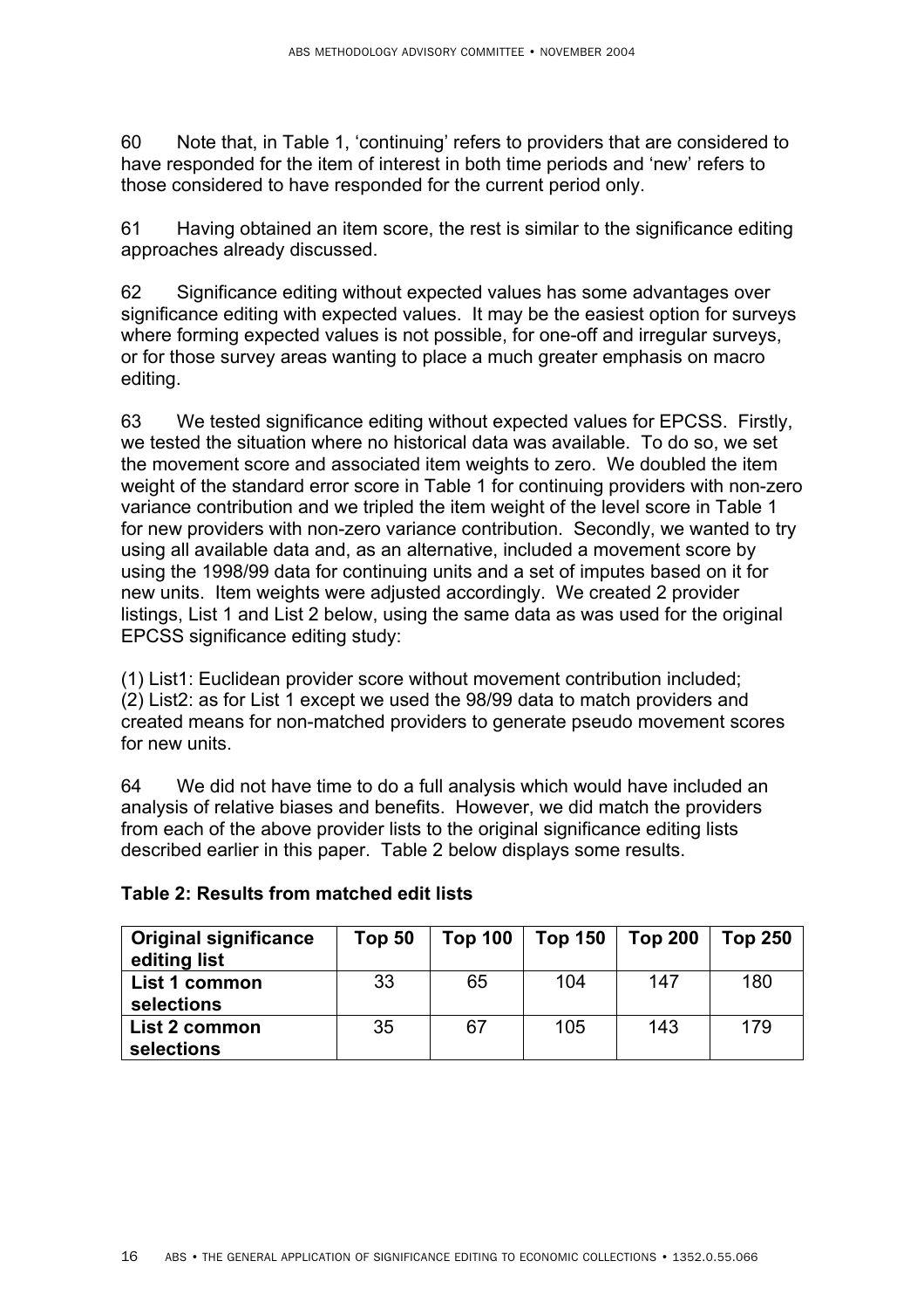60 Note that, in Table 1, 'continuing' refers to providers that are considered to have responded for the item of interest in both time periods and 'new' refers to those considered to have responded for the current period only.

61 Having obtained an item score, the rest is similar to the significance editing approaches already discussed.

62 Significance editing without expected values has some advantages over significance editing with expected values. It may be the easiest option for surveys where forming expected values is not possible, for one-off and irregular surveys, or for those survey areas wanting to place a much greater emphasis on macro editing.

63 We tested significance editing without expected values for EPCSS. Firstly, we tested the situation where no historical data was available. To do so, we set the movement score and associated item weights to zero. We doubled the item weight of the standard error score in Table 1 for continuing providers with non-zero variance contribution and we tripled the item weight of the level score in Table 1 for new providers with non-zero variance contribution. Secondly, we wanted to try using all available data and, as an alternative, included a movement score by using the 1998/99 data for continuing units and a set of imputes based on it for new units. Item weights were adjusted accordingly. We created 2 provider listings, List 1 and List 2 below, using the same data as was used for the original EPCSS significance editing study:

(1) List1: Euclidean provider score without movement contribution included;
(2) List2: as for List 1 except we used the 98/99 data to match providers and created means for non-matched providers to generate pseudo movement scores for new units.

64 We did not have time to do a full analysis which would have included an analysis of relative biases and benefits. However, we did match the providers from each of the above provider lists to the original significance editing lists described earlier in this paper. Table 2 below displays some results.

**Table 2: Results from matched edit lists**

| Original significance editing list | Top 50 | Top 100 | Top 150 | Top 200 | Top 250 |
|---|---|---|---|---|---|
| List 1 common selections | 33 | 65 | 104 | 147 | 180 |
| List 2 common selections | 35 | 67 | 105 | 143 | 179 |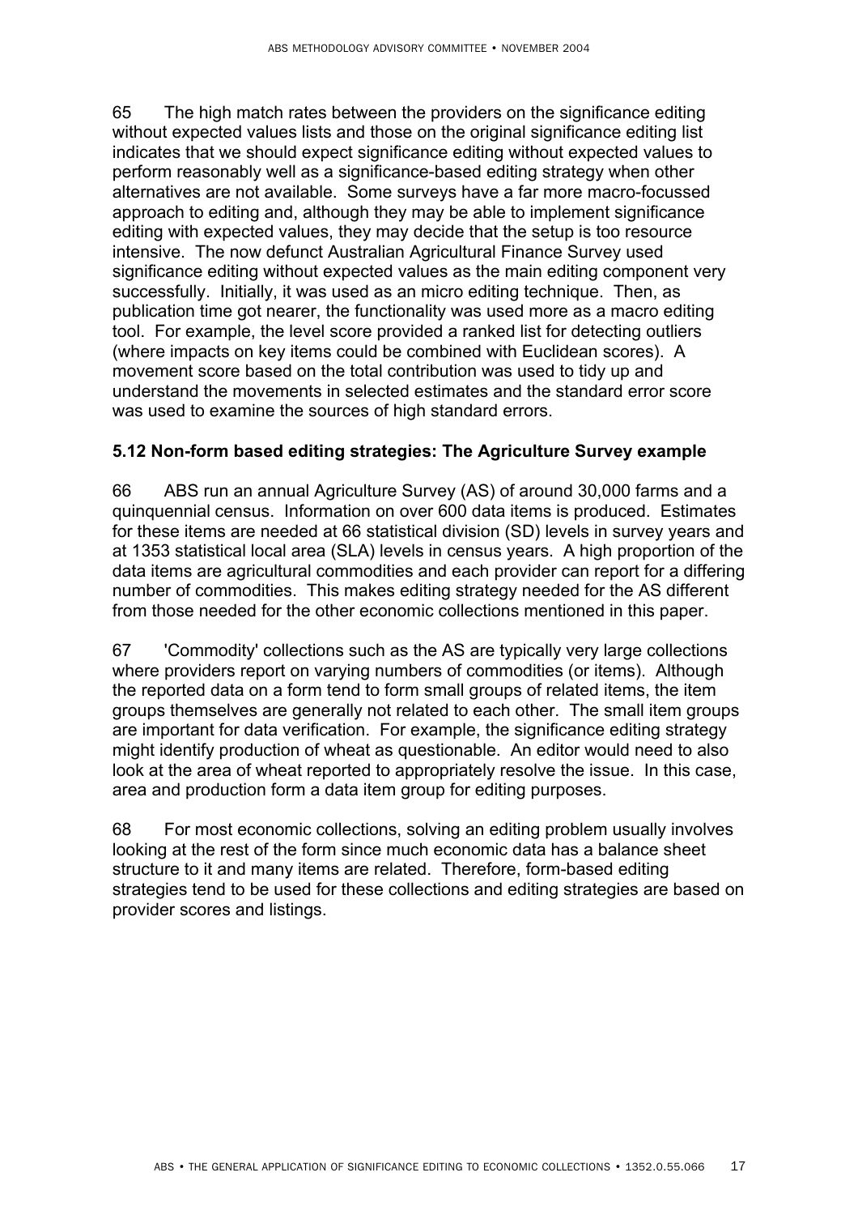65 The high match rates between the providers on the significance editing without expected values lists and those on the original significance editing list indicates that we should expect significance editing without expected values to perform reasonably well as a significance-based editing strategy when other alternatives are not available. Some surveys have a far more macro-focussed approach to editing and, although they may be able to implement significance editing with expected values, they may decide that the setup is too resource intensive. The now defunct Australian Agricultural Finance Survey used significance editing without expected values as the main editing component very successfully. Initially, it was used as an micro editing technique. Then, as publication time got nearer, the functionality was used more as a macro editing tool. For example, the level score provided a ranked list for detecting outliers (where impacts on key items could be combined with Euclidean scores). A movement score based on the total contribution was used to tidy up and understand the movements in selected estimates and the standard error score was used to examine the sources of high standard errors.

### 5.12 Non-form based editing strategies: The Agriculture Survey example

66 ABS run an annual Agriculture Survey (AS) of around 30,000 farms and a quinquennial census. Information on over 600 data items is produced. Estimates for these items are needed at 66 statistical division (SD) levels in survey years and at 1353 statistical local area (SLA) levels in census years. A high proportion of the data items are agricultural commodities and each provider can report for a differing number of commodities. This makes editing strategy needed for the AS different from those needed for the other economic collections mentioned in this paper.

67 'Commodity' collections such as the AS are typically very large collections where providers report on varying numbers of commodities (or items). Although the reported data on a form tend to form small groups of related items, the item groups themselves are generally not related to each other. The small item groups are important for data verification. For example, the significance editing strategy might identify production of wheat as questionable. An editor would need to also look at the area of wheat reported to appropriately resolve the issue. In this case, area and production form a data item group for editing purposes.

68 For most economic collections, solving an editing problem usually involves looking at the rest of the form since much economic data has a balance sheet structure to it and many items are related. Therefore, form-based editing strategies tend to be used for these collections and editing strategies are based on provider scores and listings.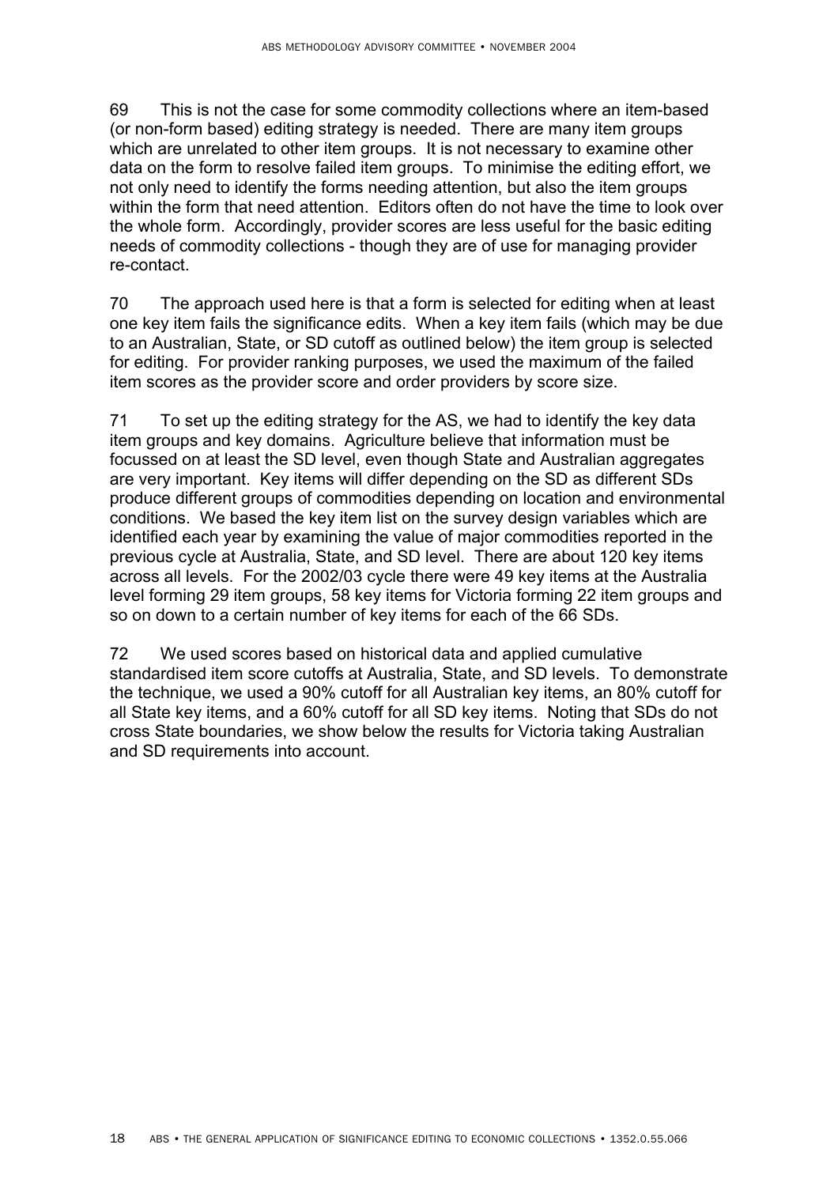69 This is not the case for some commodity collections where an item-based (or non-form based) editing strategy is needed. There are many item groups which are unrelated to other item groups. It is not necessary to examine other data on the form to resolve failed item groups. To minimise the editing effort, we not only need to identify the forms needing attention, but also the item groups within the form that need attention. Editors often do not have the time to look over the whole form. Accordingly, provider scores are less useful for the basic editing needs of commodity collections - though they are of use for managing provider re-contact.

70 The approach used here is that a form is selected for editing when at least one key item fails the significance edits. When a key item fails (which may be due to an Australian, State, or SD cutoff as outlined below) the item group is selected for editing. For provider ranking purposes, we used the maximum of the failed item scores as the provider score and order providers by score size.

71 To set up the editing strategy for the AS, we had to identify the key data item groups and key domains. Agriculture believe that information must be focussed on at least the SD level, even though State and Australian aggregates are very important. Key items will differ depending on the SD as different SDs produce different groups of commodities depending on location and environmental conditions. We based the key item list on the survey design variables which are identified each year by examining the value of major commodities reported in the previous cycle at Australia, State, and SD level. There are about 120 key items across all levels. For the 2002/03 cycle there were 49 key items at the Australia level forming 29 item groups, 58 key items for Victoria forming 22 item groups and so on down to a certain number of key items for each of the 66 SDs.

72 We used scores based on historical data and applied cumulative standardised item score cutoffs at Australia, State, and SD levels. To demonstrate the technique, we used a 90% cutoff for all Australian key items, an 80% cutoff for all State key items, and a 60% cutoff for all SD key items. Noting that SDs do not cross State boundaries, we show below the results for Victoria taking Australian and SD requirements into account.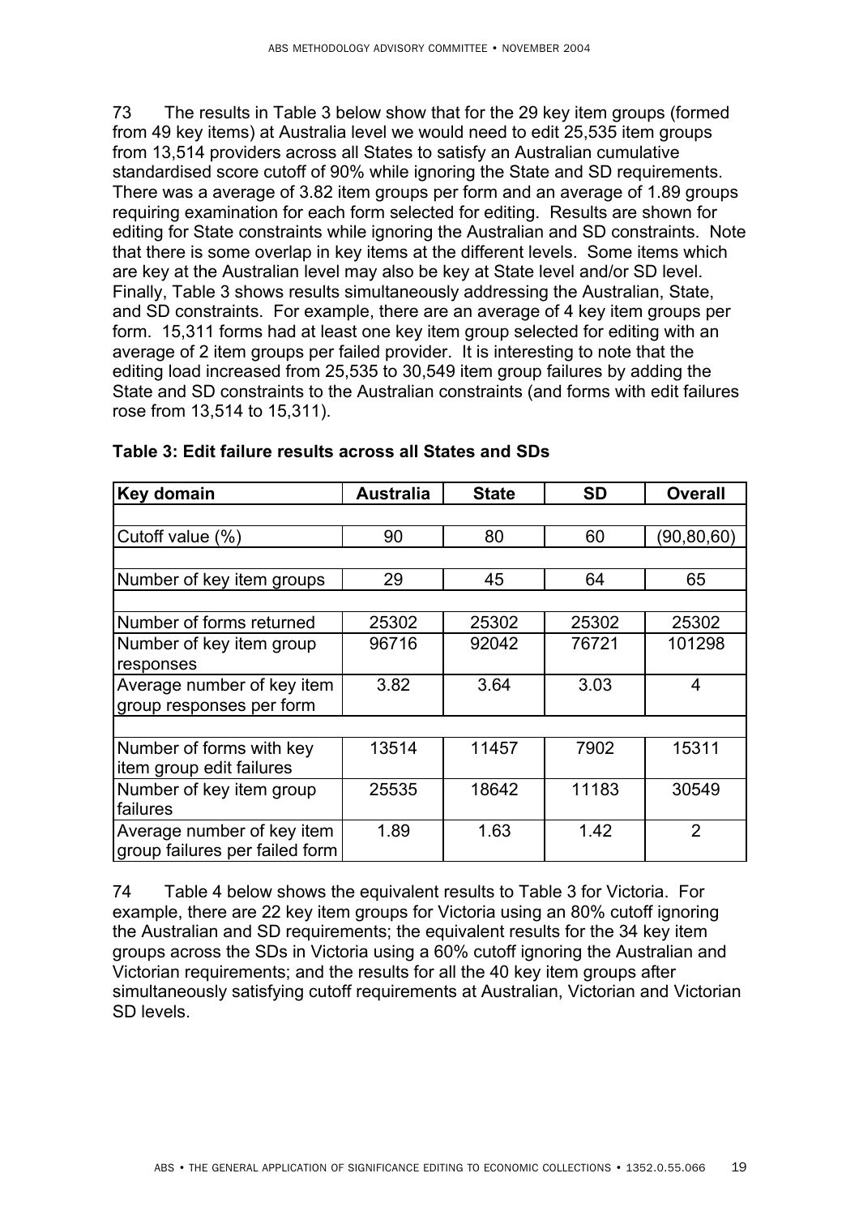73 The results in Table 3 below show that for the 29 key item groups (formed from 49 key items) at Australia level we would need to edit 25,535 item groups from 13,514 providers across all States to satisfy an Australian cumulative standardised score cutoff of 90% while ignoring the State and SD requirements. There was a average of 3.82 item groups per form and an average of 1.89 groups requiring examination for each form selected for editing. Results are shown for editing for State constraints while ignoring the Australian and SD constraints. Note that there is some overlap in key items at the different levels. Some items which are key at the Australian level may also be key at State level and/or SD level. Finally, Table 3 shows results simultaneously addressing the Australian, State, and SD constraints. For example, there are an average of 4 key item groups per form. 15,311 forms had at least one key item group selected for editing with an average of 2 item groups per failed provider. It is interesting to note that the editing load increased from 25,535 to 30,549 item group failures by adding the State and SD constraints to the Australian constraints (and forms with edit failures rose from 13,514 to 15,311).

**Table 3: Edit failure results across all States and SDs**

| Key domain | Australia | State | SD | Overall |
|---|---|---|---|---|
| Cutoff value (%) | 90 | 80 | 60 | (90,80,60) |
| Number of key item groups | 29 | 45 | 64 | 65 |
| Number of forms returned | 25302 | 25302 | 25302 | 25302 |
| Number of key item group responses | 96716 | 92042 | 76721 | 101298 |
| Average number of key item group responses per form | 3.82 | 3.64 | 3.03 | 4 |
| Number of forms with key item group edit failures | 13514 | 11457 | 7902 | 15311 |
| Number of key item group failures | 25535 | 18642 | 11183 | 30549 |
| Average number of key item group failures per failed form | 1.89 | 1.63 | 1.42 | 2 |

74 Table 4 below shows the equivalent results to Table 3 for Victoria. For example, there are 22 key item groups for Victoria using an 80% cutoff ignoring the Australian and SD requirements; the equivalent results for the 34 key item groups across the SDs in Victoria using a 60% cutoff ignoring the Australian and Victorian requirements; and the results for all the 40 key item groups after simultaneously satisfying cutoff requirements at Australian, Victorian and Victorian SD levels.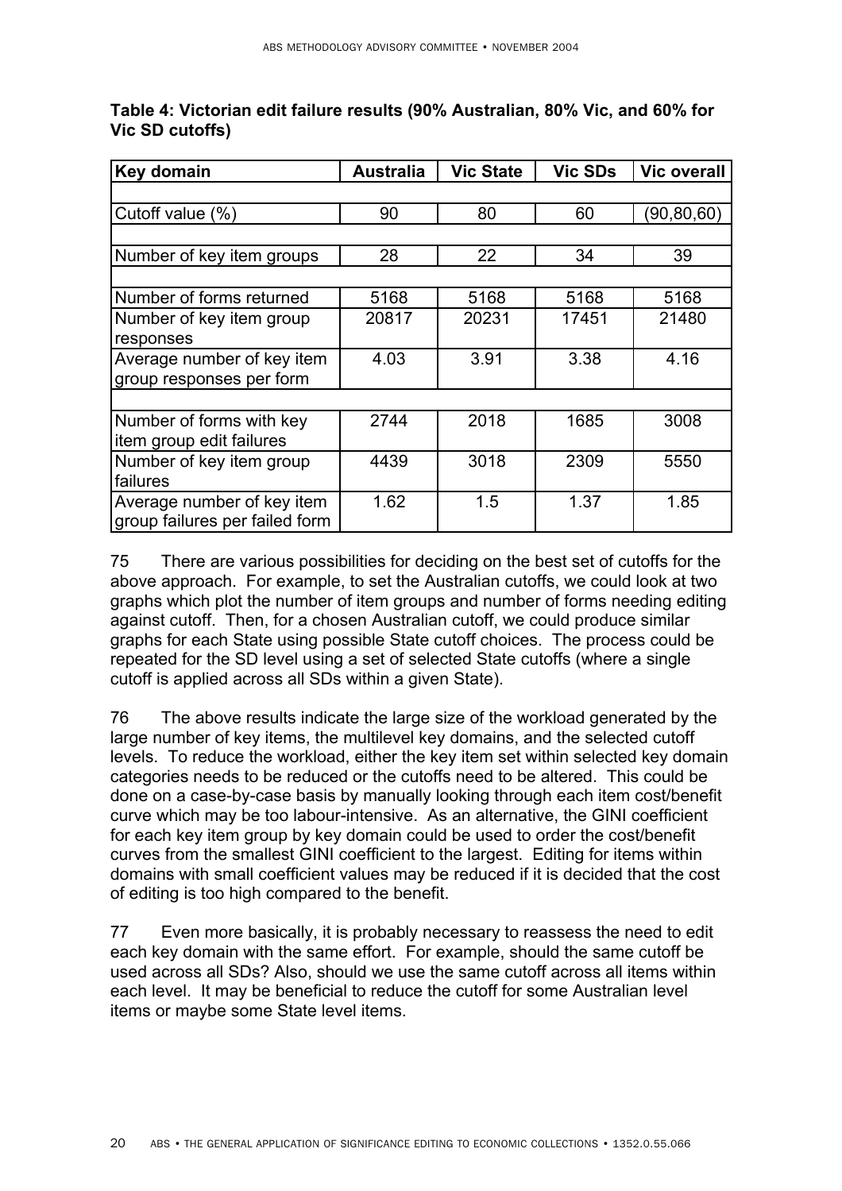**Table 4: Victorian edit failure results (90% Australian, 80% Vic, and 60% for Vic SD cutoffs)**

| Key domain | Australia | Vic State | Vic SDs | Vic overall |
|---|---|---|---|---|
| Cutoff value (%) | 90 | 80 | 60 | (90,80,60) |
| Number of key item groups | 28 | 22 | 34 | 39 |
| Number of forms returned | 5168 | 5168 | 5168 | 5168 |
| Number of key item group responses | 20817 | 20231 | 17451 | 21480 |
| Average number of key item group responses per form | 4.03 | 3.91 | 3.38 | 4.16 |
| Number of forms with key item group edit failures | 2744 | 2018 | 1685 | 3008 |
| Number of key item group failures | 4439 | 3018 | 2309 | 5550 |
| Average number of key item group failures per failed form | 1.62 | 1.5 | 1.37 | 1.85 |

75 There are various possibilities for deciding on the best set of cutoffs for the above approach. For example, to set the Australian cutoffs, we could look at two graphs which plot the number of item groups and number of forms needing editing against cutoff. Then, for a chosen Australian cutoff, we could produce similar graphs for each State using possible State cutoff choices. The process could be repeated for the SD level using a set of selected State cutoffs (where a single cutoff is applied across all SDs within a given State).

76 The above results indicate the large size of the workload generated by the large number of key items, the multilevel key domains, and the selected cutoff levels. To reduce the workload, either the key item set within selected key domain categories needs to be reduced or the cutoffs need to be altered. This could be done on a case-by-case basis by manually looking through each item cost/benefit curve which may be too labour-intensive. As an alternative, the GINI coefficient for each key item group by key domain could be used to order the cost/benefit curves from the smallest GINI coefficient to the largest. Editing for items within domains with small coefficient values may be reduced if it is decided that the cost of editing is too high compared to the benefit.

77 Even more basically, it is probably necessary to reassess the need to edit each key domain with the same effort. For example, should the same cutoff be used across all SDs? Also, should we use the same cutoff across all items within each level. It may be beneficial to reduce the cutoff for some Australian level items or maybe some State level items.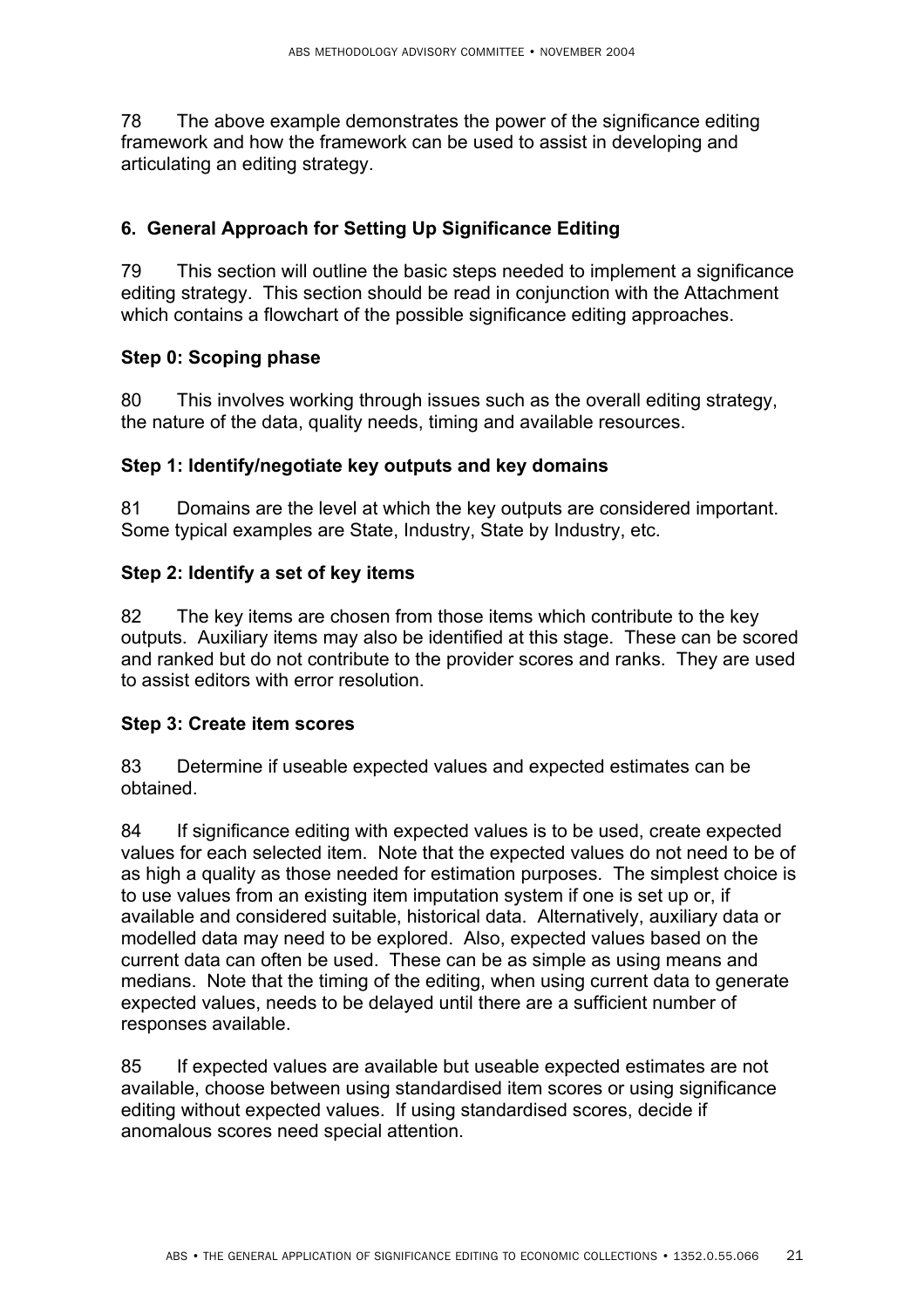78 The above example demonstrates the power of the significance editing framework and how the framework can be used to assist in developing and articulating an editing strategy.

## 6. General Approach for Setting Up Significance Editing

79 This section will outline the basic steps needed to implement a significance editing strategy. This section should be read in conjunction with the Attachment which contains a flowchart of the possible significance editing approaches.

### Step 0: Scoping phase

80 This involves working through issues such as the overall editing strategy, the nature of the data, quality needs, timing and available resources.

### Step 1: Identify/negotiate key outputs and key domains

81 Domains are the level at which the key outputs are considered important. Some typical examples are State, Industry, State by Industry, etc.

### Step 2: Identify a set of key items

82 The key items are chosen from those items which contribute to the key outputs. Auxiliary items may also be identified at this stage. These can be scored and ranked but do not contribute to the provider scores and ranks. They are used to assist editors with error resolution.

### Step 3: Create item scores

83 Determine if useable expected values and expected estimates can be obtained.

84 If significance editing with expected values is to be used, create expected values for each selected item. Note that the expected values do not need to be of as high a quality as those needed for estimation purposes. The simplest choice is to use values from an existing item imputation system if one is set up or, if available and considered suitable, historical data. Alternatively, auxiliary data or modelled data may need to be explored. Also, expected values based on the current data can often be used. These can be as simple as using means and medians. Note that the timing of the editing, when using current data to generate expected values, needs to be delayed until there are a sufficient number of responses available.

85 If expected values are available but useable expected estimates are not available, choose between using standardised item scores or using significance editing without expected values. If using standardised scores, decide if anomalous scores need special attention.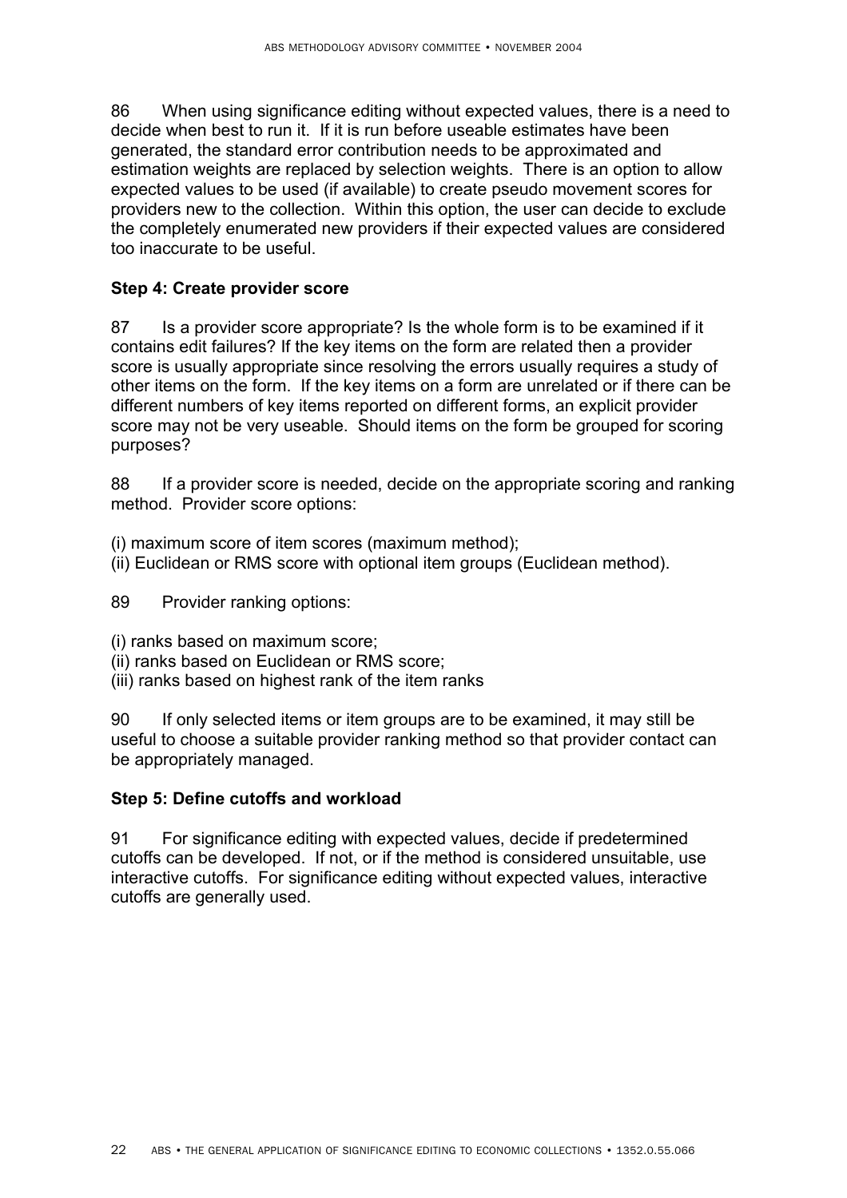86 When using significance editing without expected values, there is a need to decide when best to run it. If it is run before useable estimates have been generated, the standard error contribution needs to be approximated and estimation weights are replaced by selection weights. There is an option to allow expected values to be used (if available) to create pseudo movement scores for providers new to the collection. Within this option, the user can decide to exclude the completely enumerated new providers if their expected values are considered too inaccurate to be useful.

### Step 4: Create provider score

87 Is a provider score appropriate? Is the whole form is to be examined if it contains edit failures? If the key items on the form are related then a provider score is usually appropriate since resolving the errors usually requires a study of other items on the form. If the key items on a form are unrelated or if there can be different numbers of key items reported on different forms, an explicit provider score may not be very useable. Should items on the form be grouped for scoring purposes?

88 If a provider score is needed, decide on the appropriate scoring and ranking method. Provider score options:

(i) maximum score of item scores (maximum method);
(ii) Euclidean or RMS score with optional item groups (Euclidean method).

89 Provider ranking options:

(i) ranks based on maximum score;
(ii) ranks based on Euclidean or RMS score;
(iii) ranks based on highest rank of the item ranks

90 If only selected items or item groups are to be examined, it may still be useful to choose a suitable provider ranking method so that provider contact can be appropriately managed.

### Step 5: Define cutoffs and workload

91 For significance editing with expected values, decide if predetermined cutoffs can be developed. If not, or if the method is considered unsuitable, use interactive cutoffs. For significance editing without expected values, interactive cutoffs are generally used.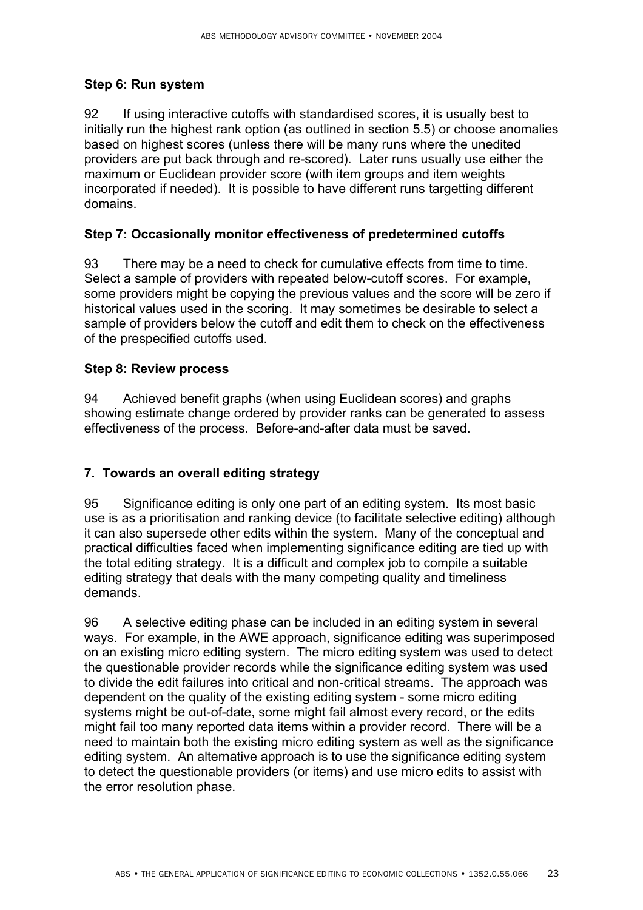### Step 6: Run system

92 If using interactive cutoffs with standardised scores, it is usually best to initially run the highest rank option (as outlined in section 5.5) or choose anomalies based on highest scores (unless there will be many runs where the unedited providers are put back through and re-scored). Later runs usually use either the maximum or Euclidean provider score (with item groups and item weights incorporated if needed). It is possible to have different runs targetting different domains.

### Step 7: Occasionally monitor effectiveness of predetermined cutoffs

93 There may be a need to check for cumulative effects from time to time. Select a sample of providers with repeated below-cutoff scores. For example, some providers might be copying the previous values and the score will be zero if historical values used in the scoring. It may sometimes be desirable to select a sample of providers below the cutoff and edit them to check on the effectiveness of the prespecified cutoffs used.

### Step 8: Review process

94 Achieved benefit graphs (when using Euclidean scores) and graphs showing estimate change ordered by provider ranks can be generated to assess effectiveness of the process. Before-and-after data must be saved.

## 7. Towards an overall editing strategy

95 Significance editing is only one part of an editing system. Its most basic use is as a prioritisation and ranking device (to facilitate selective editing) although it can also supersede other edits within the system. Many of the conceptual and practical difficulties faced when implementing significance editing are tied up with the total editing strategy. It is a difficult and complex job to compile a suitable editing strategy that deals with the many competing quality and timeliness demands.

96 A selective editing phase can be included in an editing system in several ways. For example, in the AWE approach, significance editing was superimposed on an existing micro editing system. The micro editing system was used to detect the questionable provider records while the significance editing system was used to divide the edit failures into critical and non-critical streams. The approach was dependent on the quality of the existing editing system - some micro editing systems might be out-of-date, some might fail almost every record, or the edits might fail too many reported data items within a provider record. There will be a need to maintain both the existing micro editing system as well as the significance editing system. An alternative approach is to use the significance editing system to detect the questionable providers (or items) and use micro edits to assist with the error resolution phase.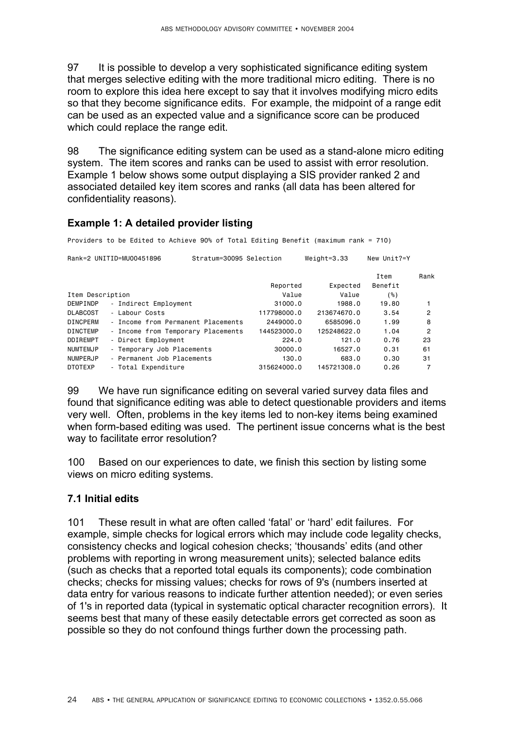97 It is possible to develop a very sophisticated significance editing system that merges selective editing with the more traditional micro editing. There is no room to explore this idea here except to say that it involves modifying micro edits so that they become significance edits. For example, the midpoint of a range edit can be used as an expected value and a significance score can be produced which could replace the range edit.

98 The significance editing system can be used as a stand-alone micro editing system. The item scores and ranks can be used to assist with error resolution. Example 1 below shows some output displaying a SIS provider ranked 2 and associated detailed key item scores and ranks (all data has been altered for confidentiality reasons).

### Example 1: A detailed provider listing

```
Providers to be Edited to Achieve 90% of Total Editing Benefit (maximum rank = 710)

Rank=2 UNITID=MU00451896        Stratum=30095 Selection       Weight=3.33      New Unit?=Y

                                                                               Item      Rank
                                                    Reported      Expected    Benefit
Item Description                                       Value         Value       (%)
DEMPINDP    - Indirect Employment                    31000.0        1988.0     19.80        1
DLABCOST    - Labour Costs                       117798000.0   213674670.0      3.54        2
DINCPERM    - Income from Permanent Placements     2449000.0     6585096.0      1.99        8
DINCTEMP    - Income from Temporary Placements   144523000.0   125248622.0      1.04        2
DDIREMPT    - Direct Employment                        224.0         121.0      0.76       23
NUMTEMJP    - Temporary Job Placements               30000.0       16527.0      0.31       61
NUMPERJP    - Permanent Job Placements                 130.0         683.0      0.30       31
DTOTEXP     - Total Expenditure                  315624000.0   145721308.0      0.26        7
```

99 We have run significance editing on several varied survey data files and found that significance editing was able to detect questionable providers and items very well. Often, problems in the key items led to non-key items being examined when form-based editing was used. The pertinent issue concerns what is the best way to facilitate error resolution?

100 Based on our experiences to date, we finish this section by listing some views on micro editing systems.

### 7.1 Initial edits

101 These result in what are often called 'fatal' or 'hard' edit failures. For example, simple checks for logical errors which may include code legality checks, consistency checks and logical cohesion checks; 'thousands' edits (and other problems with reporting in wrong measurement units); selected balance edits (such as checks that a reported total equals its components); code combination checks; checks for missing values; checks for rows of 9's (numbers inserted at data entry for various reasons to indicate further attention needed); or even series of 1's in reported data (typical in systematic optical character recognition errors). It seems best that many of these easily detectable errors get corrected as soon as possible so they do not confound things further down the processing path.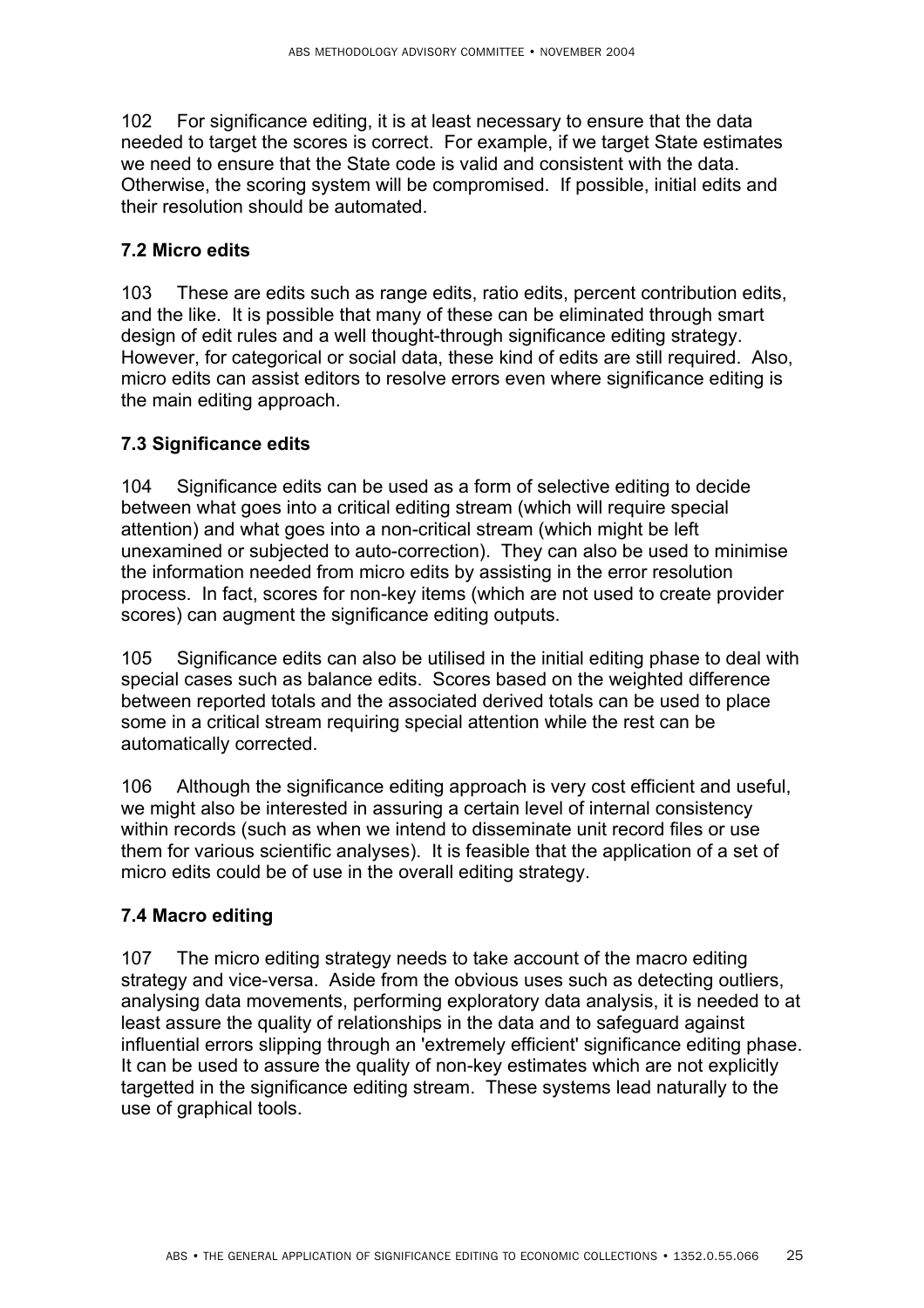102 For significance editing, it is at least necessary to ensure that the data needed to target the scores is correct. For example, if we target State estimates we need to ensure that the State code is valid and consistent with the data. Otherwise, the scoring system will be compromised. If possible, initial edits and their resolution should be automated.

### 7.2 Micro edits

103 These are edits such as range edits, ratio edits, percent contribution edits, and the like. It is possible that many of these can be eliminated through smart design of edit rules and a well thought-through significance editing strategy. However, for categorical or social data, these kind of edits are still required. Also, micro edits can assist editors to resolve errors even where significance editing is the main editing approach.

### 7.3 Significance edits

104 Significance edits can be used as a form of selective editing to decide between what goes into a critical editing stream (which will require special attention) and what goes into a non-critical stream (which might be left unexamined or subjected to auto-correction). They can also be used to minimise the information needed from micro edits by assisting in the error resolution process. In fact, scores for non-key items (which are not used to create provider scores) can augment the significance editing outputs.

105 Significance edits can also be utilised in the initial editing phase to deal with special cases such as balance edits. Scores based on the weighted difference between reported totals and the associated derived totals can be used to place some in a critical stream requiring special attention while the rest can be automatically corrected.

106 Although the significance editing approach is very cost efficient and useful, we might also be interested in assuring a certain level of internal consistency within records (such as when we intend to disseminate unit record files or use them for various scientific analyses). It is feasible that the application of a set of micro edits could be of use in the overall editing strategy.

### 7.4 Macro editing

107 The micro editing strategy needs to take account of the macro editing strategy and vice-versa. Aside from the obvious uses such as detecting outliers, analysing data movements, performing exploratory data analysis, it is needed to at least assure the quality of relationships in the data and to safeguard against influential errors slipping through an 'extremely efficient' significance editing phase. It can be used to assure the quality of non-key estimates which are not explicitly targetted in the significance editing stream. These systems lead naturally to the use of graphical tools.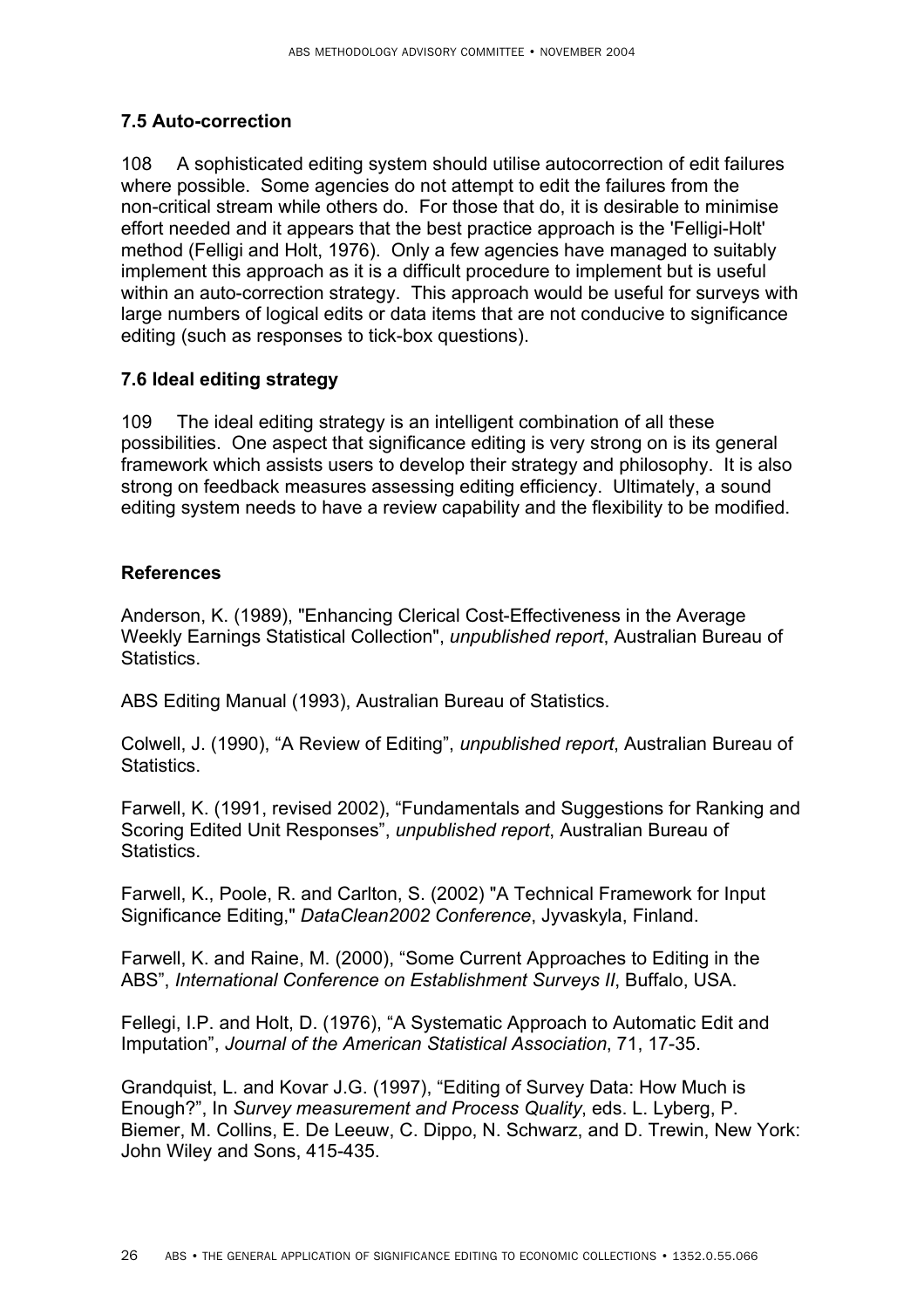### 7.5 Auto-correction

108 A sophisticated editing system should utilise autocorrection of edit failures where possible. Some agencies do not attempt to edit the failures from the non-critical stream while others do. For those that do, it is desirable to minimise effort needed and it appears that the best practice approach is the 'Felligi-Holt' method (Felligi and Holt, 1976). Only a few agencies have managed to suitably implement this approach as it is a difficult procedure to implement but is useful within an auto-correction strategy. This approach would be useful for surveys with large numbers of logical edits or data items that are not conducive to significance editing (such as responses to tick-box questions).

### 7.6 Ideal editing strategy

109 The ideal editing strategy is an intelligent combination of all these possibilities. One aspect that significance editing is very strong on is its general framework which assists users to develop their strategy and philosophy. It is also strong on feedback measures assessing editing efficiency. Ultimately, a sound editing system needs to have a review capability and the flexibility to be modified.

### References

Anderson, K. (1989), "Enhancing Clerical Cost-Effectiveness in the Average Weekly Earnings Statistical Collection", *unpublished report*, Australian Bureau of Statistics.

ABS Editing Manual (1993), Australian Bureau of Statistics.

Colwell, J. (1990), "A Review of Editing", *unpublished report*, Australian Bureau of Statistics.

Farwell, K. (1991, revised 2002), "Fundamentals and Suggestions for Ranking and Scoring Edited Unit Responses", *unpublished report*, Australian Bureau of Statistics.

Farwell, K., Poole, R. and Carlton, S. (2002) "A Technical Framework for Input Significance Editing," *DataClean2002 Conference*, Jyvaskyla, Finland.

Farwell, K. and Raine, M. (2000), "Some Current Approaches to Editing in the ABS", *International Conference on Establishment Surveys II*, Buffalo, USA.

Fellegi, I.P. and Holt, D. (1976), "A Systematic Approach to Automatic Edit and Imputation", *Journal of the American Statistical Association*, 71, 17-35.

Grandquist, L. and Kovar J.G. (1997), "Editing of Survey Data: How Much is Enough?", In *Survey measurement and Process Quality*, eds. L. Lyberg, P. Biemer, M. Collins, E. De Leeuw, C. Dippo, N. Schwarz, and D. Trewin, New York: John Wiley and Sons, 415-435.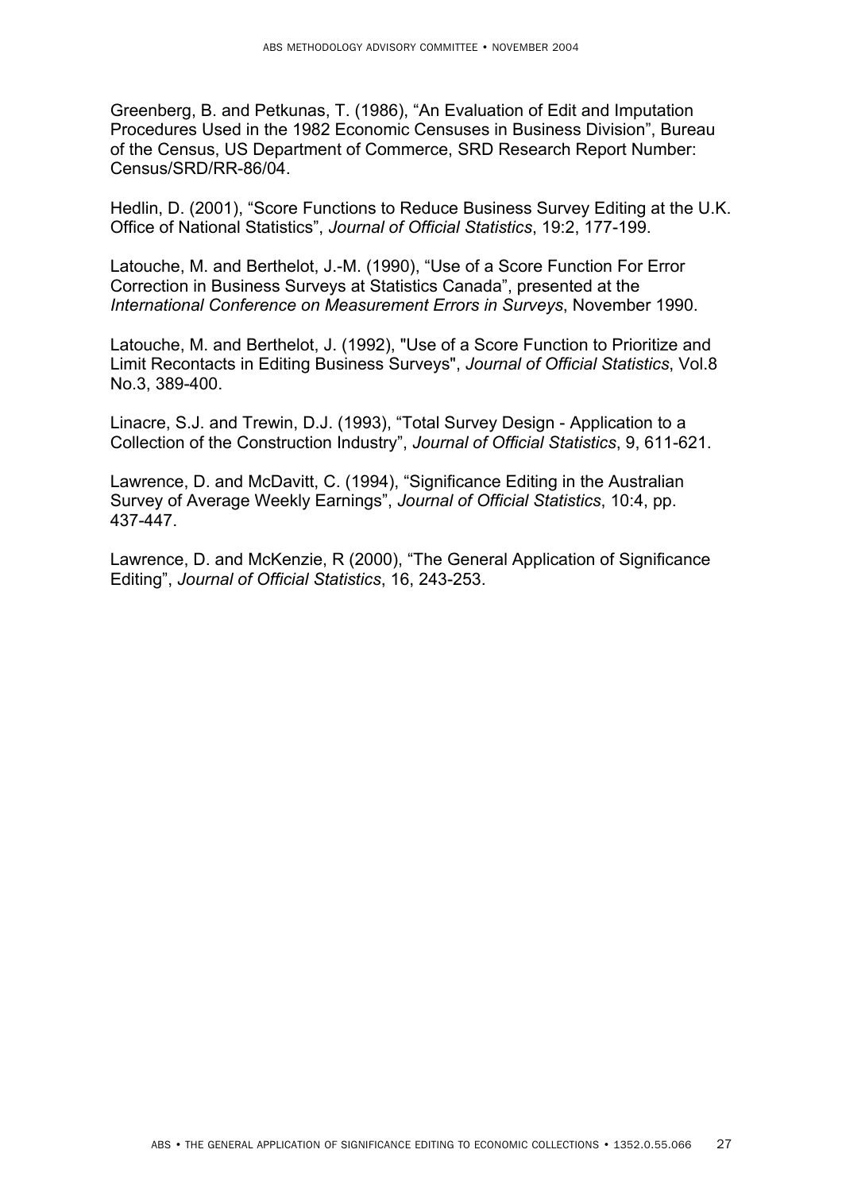Greenberg, B. and Petkunas, T. (1986), "An Evaluation of Edit and Imputation Procedures Used in the 1982 Economic Censuses in Business Division", Bureau of the Census, US Department of Commerce, SRD Research Report Number: Census/SRD/RR-86/04.

Hedlin, D. (2001), "Score Functions to Reduce Business Survey Editing at the U.K. Office of National Statistics", *Journal of Official Statistics*, 19:2, 177-199.

Latouche, M. and Berthelot, J.-M. (1990), "Use of a Score Function For Error Correction in Business Surveys at Statistics Canada", presented at the *International Conference on Measurement Errors in Surveys*, November 1990.

Latouche, M. and Berthelot, J. (1992), "Use of a Score Function to Prioritize and Limit Recontacts in Editing Business Surveys", *Journal of Official Statistics*, Vol.8 No.3, 389-400.

Linacre, S.J. and Trewin, D.J. (1993), "Total Survey Design - Application to a Collection of the Construction Industry", *Journal of Official Statistics*, 9, 611-621.

Lawrence, D. and McDavitt, C. (1994), "Significance Editing in the Australian Survey of Average Weekly Earnings", *Journal of Official Statistics*, 10:4, pp. 437-447.

Lawrence, D. and McKenzie, R (2000), "The General Application of Significance Editing", *Journal of Official Statistics*, 16, 243-253.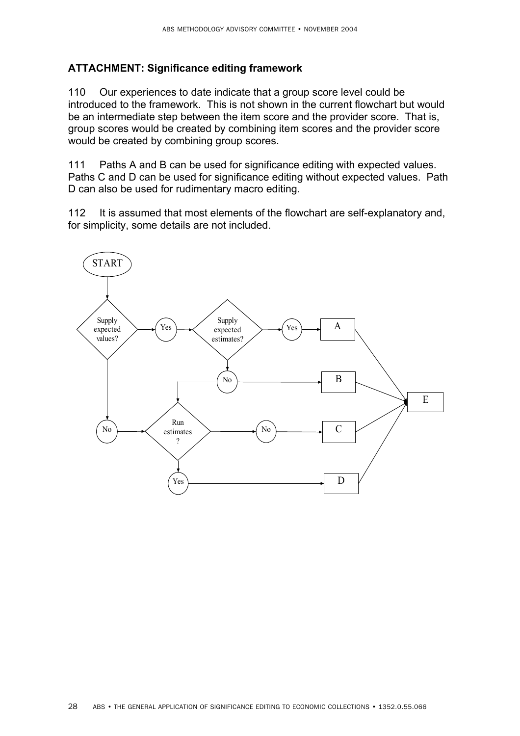**ATTACHMENT: Significance editing framework**

110 Our experiences to date indicate that a group score level could be introduced to the framework. This is not shown in the current flowchart but would be an intermediate step between the item score and the provider score. That is, group scores would be created by combining item scores and the provider score would be created by combining group scores.

111 Paths A and B can be used for significance editing with expected values. Paths C and D can be used for significance editing without expected values. Path D can also be used for rudimentary macro editing.

112 It is assumed that most elements of the flowchart are self-explanatory and, for simplicity, some details are not included.

START

Supply expected values? — Yes → Supply expected estimates? — Yes → A

Supply expected estimates? — No → B

Supply expected estimates? — No → Run estimates?

Supply expected values? — No → Run estimates?

Run estimates? — No → C

Run estimates? — Yes → D

A, B, C, D → E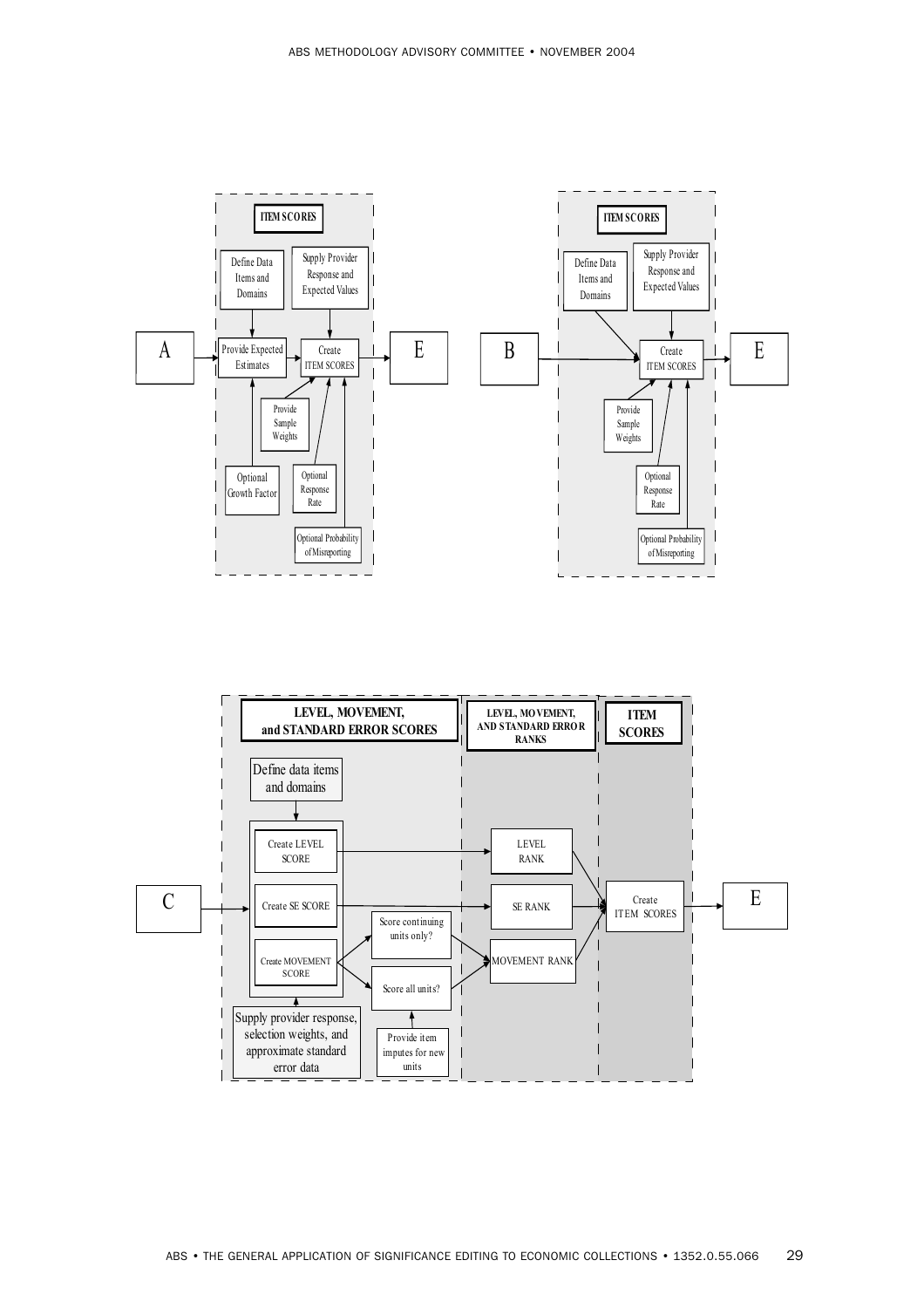**ITEM SCORES**

- Define Data Items and Domains
- Supply Provider Response and Expected Values
- A → Provide Expected Estimates → Create ITEM SCORES → E
- Provide Sample Weights
- Optional Growth Factor
- Optional Response Rate
- Optional Probability of Misreporting

**ITEM SCORES**

- Define Data Items and Domains
- Supply Provider Response and Expected Values
- B → Create ITEM SCORES → E
- Provide Sample Weights
- Optional Response Rate
- Optional Probability of Misreporting

**LEVEL, MOVEMENT, and STANDARD ERROR SCORES**

- Define data items and domains
- C → Create LEVEL SCORE / Create SE SCORE / Create MOVEMENT SCORE
- Score continuing units only?
- Score all units?
- Supply provider response, selection weights, and approximate standard error data
- Provide item imputes for new units

**LEVEL, MOVEMENT, AND STANDARD ERROR RANKS**

- LEVEL RANK
- SE RANK
- MOVEMENT RANK

**ITEM SCORES**

- Create ITEM SCORES → E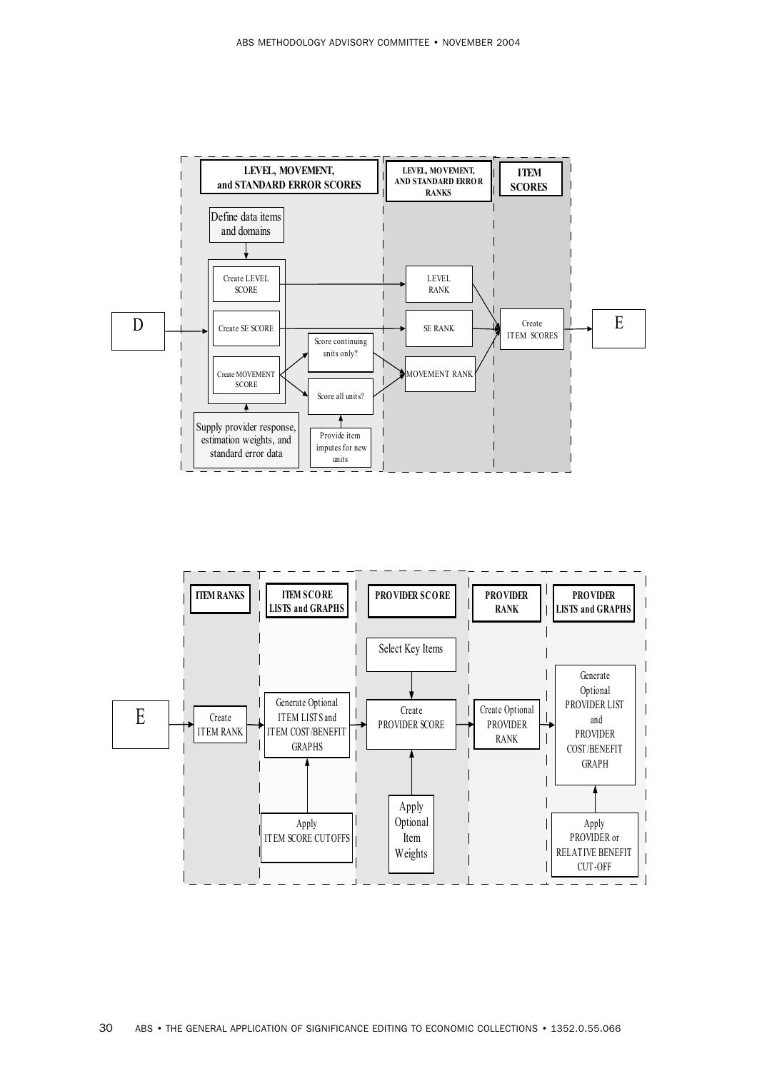LEVEL, MOVEMENT, and STANDARD ERROR SCORES

LEVEL, MOVEMENT, AND STANDARD ERROR RANKS

ITEM SCORES

Define data items and domains

D

Create LEVEL SCORE

Create SE SCORE

Create MOVEMENT SCORE

Score continuing units only?

Score all units?

Supply provider response, estimation weights, and standard error data

Provide item imputes for new units

LEVEL RANK

SE RANK

MOVEMENT RANK

Create ITEM SCORES

E

ITEM RANKS

ITEM SCORE LISTS and GRAPHS

PROVIDER SCORE

PROVIDER RANK

PROVIDER LISTS and GRAPHS

E

Create ITEM RANK

Generate Optional ITEM LISTS and ITEM COST/BENEFIT GRAPHS

Apply ITEM SCORE CUTOFFS

Select Key Items

Create PROVIDER SCORE

Apply Optional Item Weights

Create Optional PROVIDER RANK

Generate Optional PROVIDER LIST and PROVIDER COST/BENEFIT GRAPH

Apply PROVIDER or RELATIVE BENEFIT CUT-OFF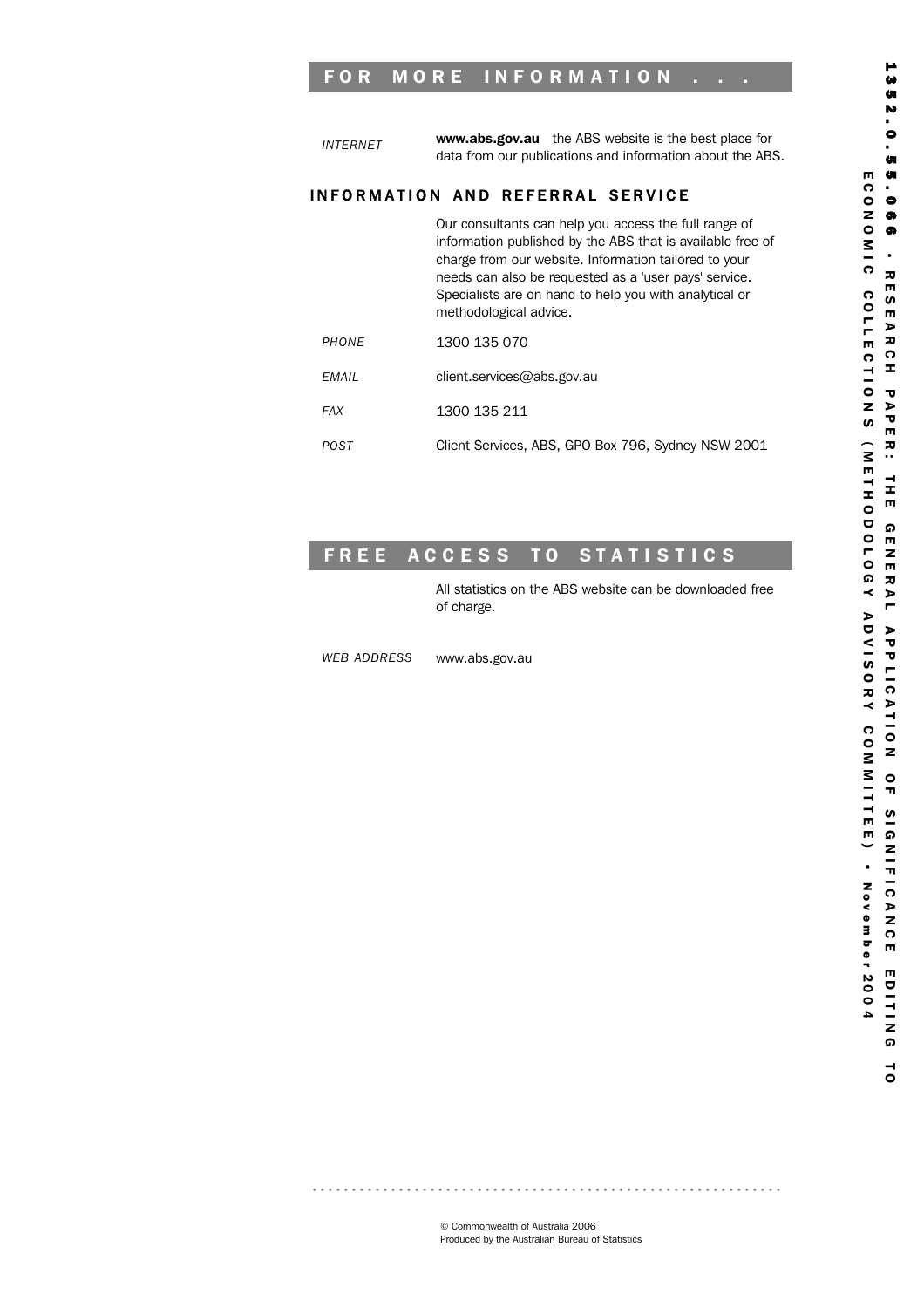## FOR MORE INFORMATION . . .

*INTERNET* **www.abs.gov.au** the ABS website is the best place for data from our publications and information about the ABS.

### INFORMATION AND REFERRAL SERVICE

Our consultants can help you access the full range of information published by the ABS that is available free of charge from our website. Information tailored to your needs can also be requested as a 'user pays' service. Specialists are on hand to help you with analytical or methodological advice.

*PHONE* 1300 135 070

*EMAIL* client.services@abs.gov.au

*FAX* 1300 135 211

*POST* Client Services, ABS, GPO Box 796, Sydney NSW 2001

## FREE ACCESS TO STATISTICS

All statistics on the ABS website can be downloaded free of charge.

*WEB ADDRESS* www.abs.gov.au

© Commonwealth of Australia 2006
Produced by the Australian Bureau of Statistics